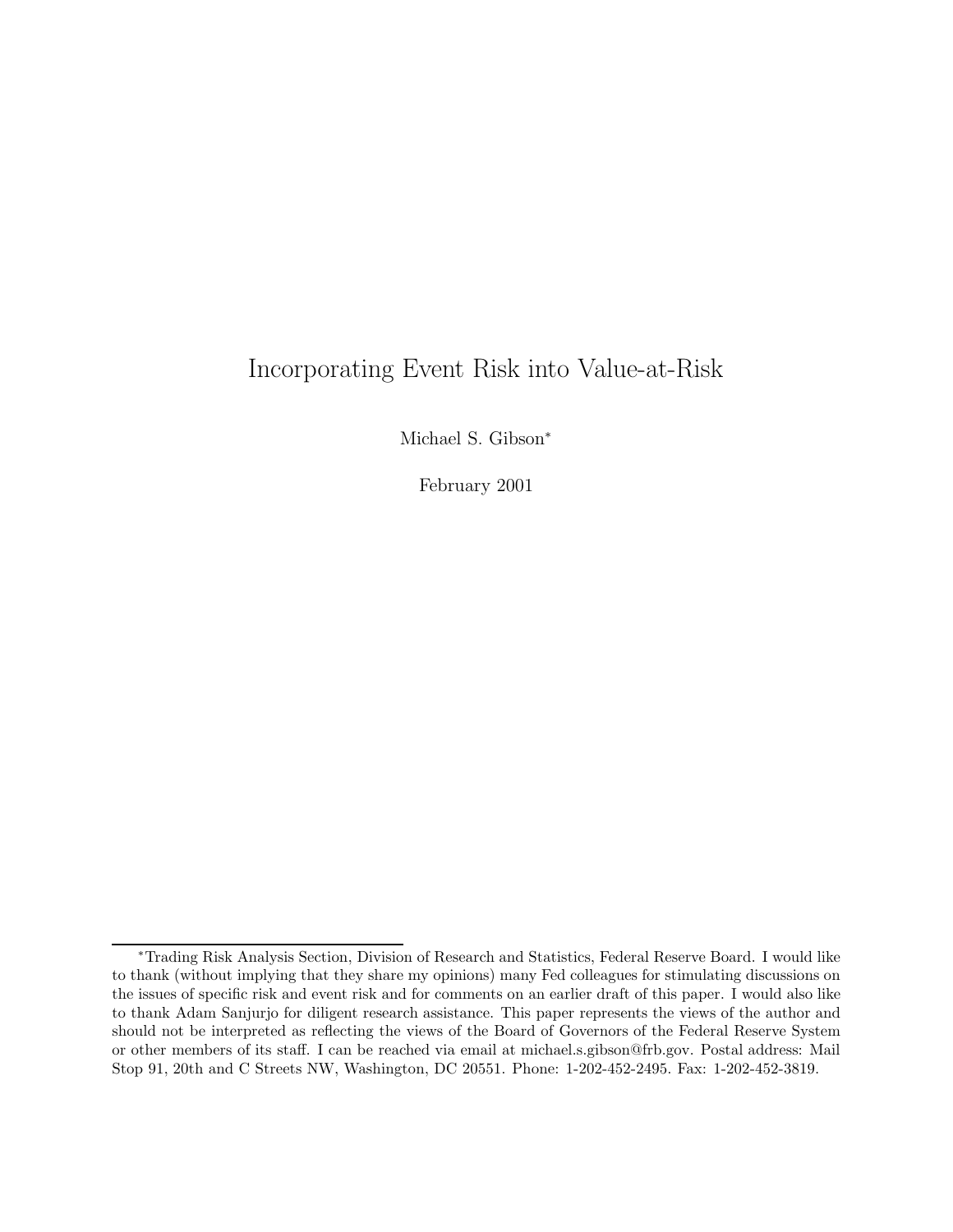# Incorporating Event Risk into Value-at-Risk

Michael S. Gibson*

February 2001

---

*Trading Risk Analysis Section, Division of Research and Statistics, Federal Reserve Board. I would like to thank (without implying that they share my opinions) many Fed colleagues for stimulating discussions on the issues of specific risk and event risk and for comments on an earlier draft of this paper. I would also like to thank Adam Sanjurjo for diligent research assistance. This paper represents the views of the author and should not be interpreted as reflecting the views of the Board of Governors of the Federal Reserve System or other members of its staff. I can be reached via email at michael.s.gibson@frb.gov. Postal address: Mail Stop 91, 20th and C Streets NW, Washington, DC 20551. Phone: 1-202-452-2495. Fax: 1-202-452-3819.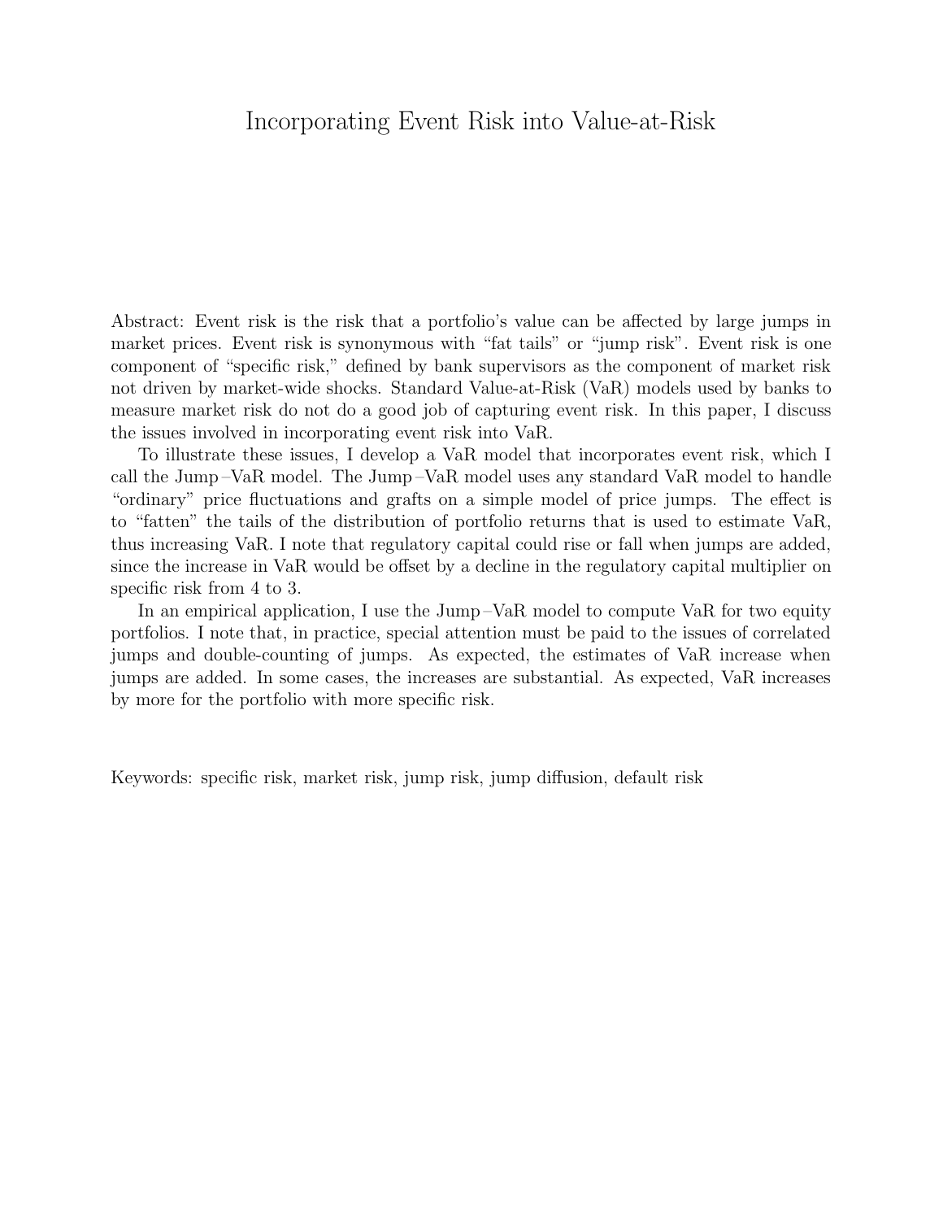# Incorporating Event Risk into Value-at-Risk

Abstract: Event risk is the risk that a portfolio's value can be affected by large jumps in market prices. Event risk is synonymous with "fat tails" or "jump risk". Event risk is one component of "specific risk," defined by bank supervisors as the component of market risk not driven by market-wide shocks. Standard Value-at-Risk (VaR) models used by banks to measure market risk do not do a good job of capturing event risk. In this paper, I discuss the issues involved in incorporating event risk into VaR.

To illustrate these issues, I develop a VaR model that incorporates event risk, which I call the Jump–VaR model. The Jump–VaR model uses any standard VaR model to handle "ordinary" price fluctuations and grafts on a simple model of price jumps. The effect is to "fatten" the tails of the distribution of portfolio returns that is used to estimate VaR, thus increasing VaR. I note that regulatory capital could rise or fall when jumps are added, since the increase in VaR would be offset by a decline in the regulatory capital multiplier on specific risk from 4 to 3.

In an empirical application, I use the Jump–VaR model to compute VaR for two equity portfolios. I note that, in practice, special attention must be paid to the issues of correlated jumps and double-counting of jumps. As expected, the estimates of VaR increase when jumps are added. In some cases, the increases are substantial. As expected, VaR increases by more for the portfolio with more specific risk.

Keywords: specific risk, market risk, jump risk, jump diffusion, default risk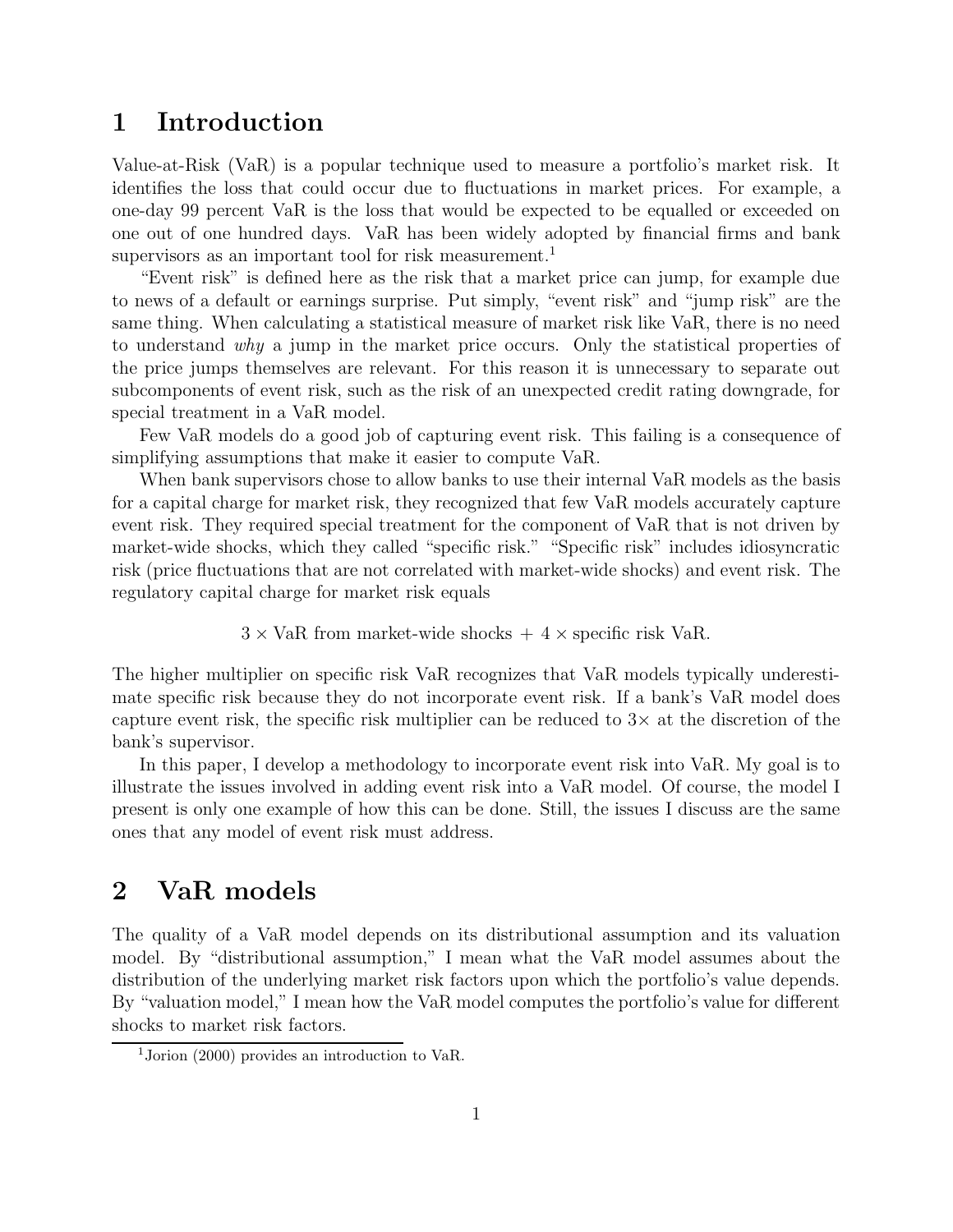# 1 Introduction

Value-at-Risk (VaR) is a popular technique used to measure a portfolio's market risk. It identifies the loss that could occur due to fluctuations in market prices. For example, a one-day 99 percent VaR is the loss that would be expected to be equalled or exceeded on one out of one hundred days. VaR has been widely adopted by financial firms and bank supervisors as an important tool for risk measurement.[1]

"Event risk" is defined here as the risk that a market price can jump, for example due to news of a default or earnings surprise. Put simply, "event risk" and "jump risk" are the same thing. When calculating a statistical measure of market risk like VaR, there is no need to understand *why* a jump in the market price occurs. Only the statistical properties of the price jumps themselves are relevant. For this reason it is unnecessary to separate out subcomponents of event risk, such as the risk of an unexpected credit rating downgrade, for special treatment in a VaR model.

Few VaR models do a good job of capturing event risk. This failing is a consequence of simplifying assumptions that make it easier to compute VaR.

When bank supervisors chose to allow banks to use their internal VaR models as the basis for a capital charge for market risk, they recognized that few VaR models accurately capture event risk. They required special treatment for the component of VaR that is not driven by market-wide shocks, which they called "specific risk." "Specific risk" includes idiosyncratic risk (price fluctuations that are not correlated with market-wide shocks) and event risk. The regulatory capital charge for market risk equals

$$3 \times \text{VaR from market-wide shocks} + 4 \times \text{specific risk VaR}.$$

The higher multiplier on specific risk VaR recognizes that VaR models typically underestimate specific risk because they do not incorporate event risk. If a bank's VaR model does capture event risk, the specific risk multiplier can be reduced to $3\times$ at the discretion of the bank's supervisor.

In this paper, I develop a methodology to incorporate event risk into VaR. My goal is to illustrate the issues involved in adding event risk into a VaR model. Of course, the model I present is only one example of how this can be done. Still, the issues I discuss are the same ones that any model of event risk must address.

# 2 VaR models

The quality of a VaR model depends on its distributional assumption and its valuation model. By "distributional assumption," I mean what the VaR model assumes about the distribution of the underlying market risk factors upon which the portfolio's value depends. By "valuation model," I mean how the VaR model computes the portfolio's value for different shocks to market risk factors.

[1] Jorion (2000) provides an introduction to VaR.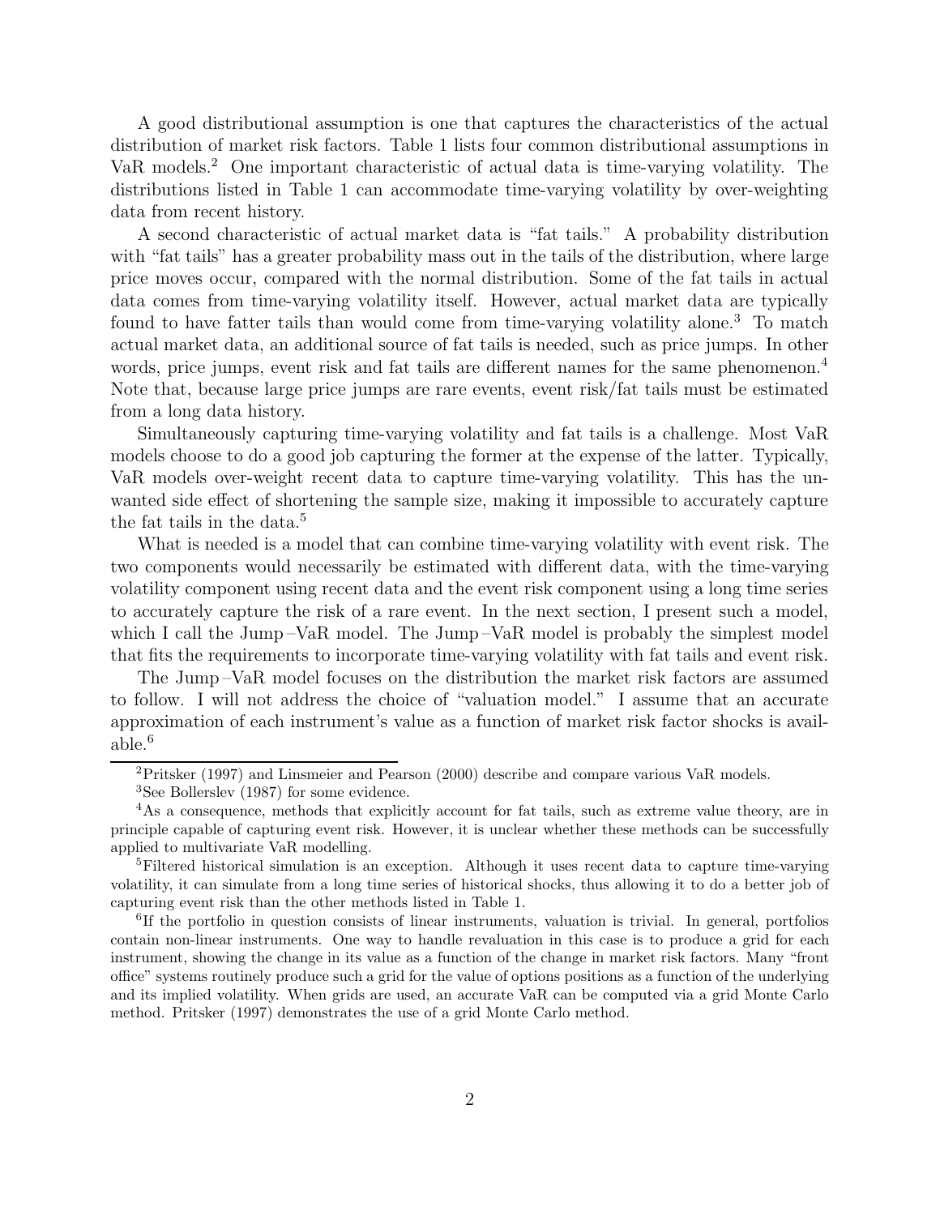A good distributional assumption is one that captures the characteristics of the actual distribution of market risk factors. Table 1 lists four common distributional assumptions in VaR models.[2] One important characteristic of actual data is time-varying volatility. The distributions listed in Table 1 can accommodate time-varying volatility by over-weighting data from recent history.

A second characteristic of actual market data is "fat tails." A probability distribution with "fat tails" has a greater probability mass out in the tails of the distribution, where large price moves occur, compared with the normal distribution. Some of the fat tails in actual data comes from time-varying volatility itself. However, actual market data are typically found to have fatter tails than would come from time-varying volatility alone.[3] To match actual market data, an additional source of fat tails is needed, such as price jumps. In other words, price jumps, event risk and fat tails are different names for the same phenomenon.[4] Note that, because large price jumps are rare events, event risk/fat tails must be estimated from a long data history.

Simultaneously capturing time-varying volatility and fat tails is a challenge. Most VaR models choose to do a good job capturing the former at the expense of the latter. Typically, VaR models over-weight recent data to capture time-varying volatility. This has the unwanted side effect of shortening the sample size, making it impossible to accurately capture the fat tails in the data.[5]

What is needed is a model that can combine time-varying volatility with event risk. The two components would necessarily be estimated with different data, with the time-varying volatility component using recent data and the event risk component using a long time series to accurately capture the risk of a rare event. In the next section, I present such a model, which I call the Jump–VaR model. The Jump–VaR model is probably the simplest model that fits the requirements to incorporate time-varying volatility with fat tails and event risk.

The Jump–VaR model focuses on the distribution the market risk factors are assumed to follow. I will not address the choice of "valuation model." I assume that an accurate approximation of each instrument's value as a function of market risk factor shocks is available.[6]

---

[2] Pritsker (1997) and Linsmeier and Pearson (2000) describe and compare various VaR models.

[3] See Bollerslev (1987) for some evidence.

[4] As a consequence, methods that explicitly account for fat tails, such as extreme value theory, are in principle capable of capturing event risk. However, it is unclear whether these methods can be successfully applied to multivariate VaR modelling.

[5] Filtered historical simulation is an exception. Although it uses recent data to capture time-varying volatility, it can simulate from a long time series of historical shocks, thus allowing it to do a better job of capturing event risk than the other methods listed in Table 1.

[6] If the portfolio in question consists of linear instruments, valuation is trivial. In general, portfolios contain non-linear instruments. One way to handle revaluation in this case is to produce a grid for each instrument, showing the change in its value as a function of the change in market risk factors. Many "front office" systems routinely produce such a grid for the value of options positions as a function of the underlying and its implied volatility. When grids are used, an accurate VaR can be computed via a grid Monte Carlo method. Pritsker (1997) demonstrates the use of a grid Monte Carlo method.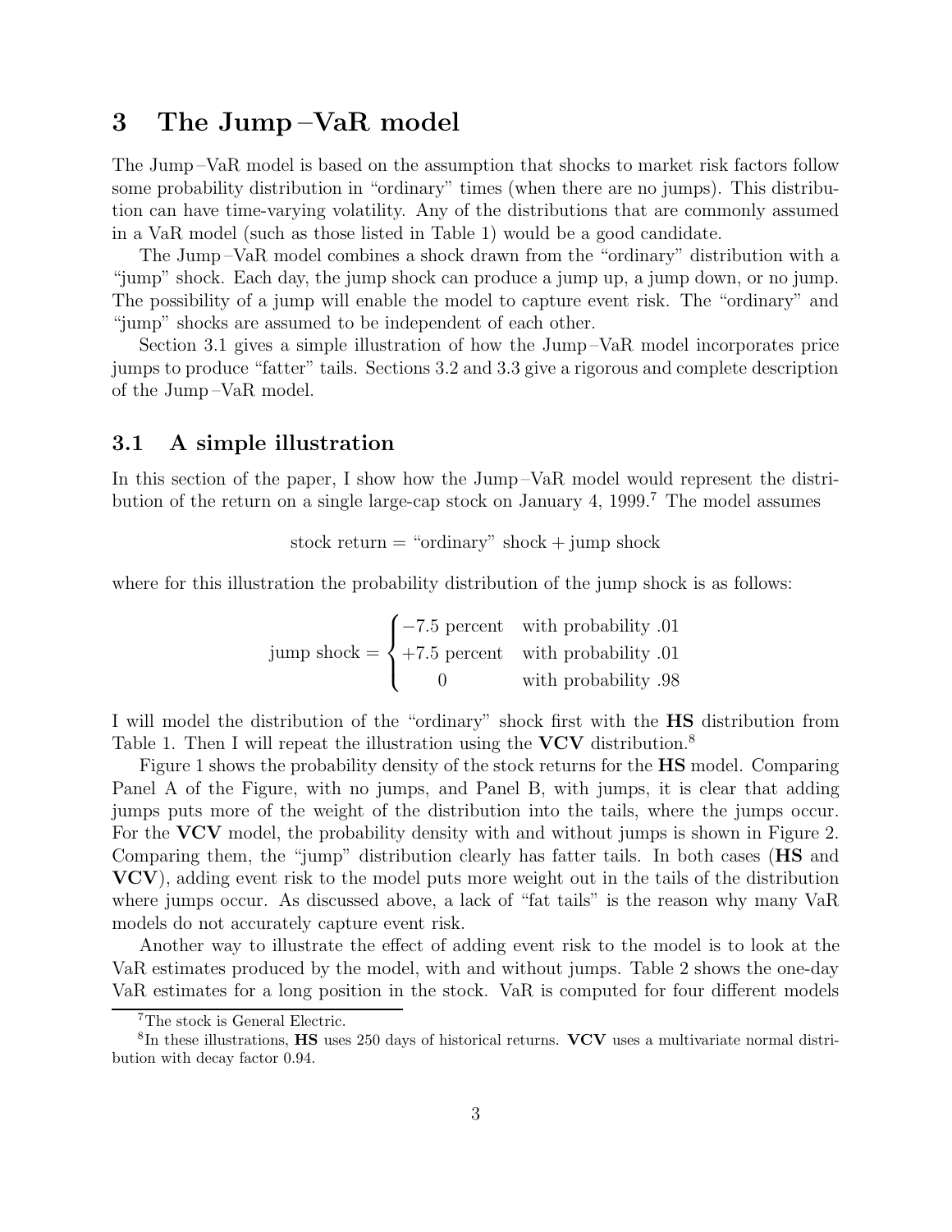# 3 The Jump–VaR model

The Jump–VaR model is based on the assumption that shocks to market risk factors follow some probability distribution in "ordinary" times (when there are no jumps). This distribution can have time-varying volatility. Any of the distributions that are commonly assumed in a VaR model (such as those listed in Table 1) would be a good candidate.

The Jump–VaR model combines a shock drawn from the "ordinary" distribution with a "jump" shock. Each day, the jump shock can produce a jump up, a jump down, or no jump. The possibility of a jump will enable the model to capture event risk. The "ordinary" and "jump" shocks are assumed to be independent of each other.

Section 3.1 gives a simple illustration of how the Jump–VaR model incorporates price jumps to produce "fatter" tails. Sections 3.2 and 3.3 give a rigorous and complete description of the Jump–VaR model.

## 3.1 A simple illustration

In this section of the paper, I show how the Jump–VaR model would represent the distribution of the return on a single large-cap stock on January 4, 1999.[7] The model assumes

$$\text{stock return} = \text{"ordinary" shock} + \text{jump shock}$$

where for this illustration the probability distribution of the jump shock is as follows:

$$\text{jump shock} = \begin{cases} -7.5 \text{ percent} & \text{with probability } .01 \\ +7.5 \text{ percent} & \text{with probability } .01 \\ 0 & \text{with probability } .98 \end{cases}$$

I will model the distribution of the "ordinary" shock first with the **HS** distribution from Table 1. Then I will repeat the illustration using the **VCV** distribution.[8]

Figure 1 shows the probability density of the stock returns for the **HS** model. Comparing Panel A of the Figure, with no jumps, and Panel B, with jumps, it is clear that adding jumps puts more of the weight of the distribution into the tails, where the jumps occur. For the **VCV** model, the probability density with and without jumps is shown in Figure 2. Comparing them, the "jump" distribution clearly has fatter tails. In both cases (**HS** and **VCV**), adding event risk to the model puts more weight out in the tails of the distribution where jumps occur. As discussed above, a lack of "fat tails" is the reason why many VaR models do not accurately capture event risk.

Another way to illustrate the effect of adding event risk to the model is to look at the VaR estimates produced by the model, with and without jumps. Table 2 shows the one-day VaR estimates for a long position in the stock. VaR is computed for four different models

[7] The stock is General Electric.

[8] In these illustrations, **HS** uses 250 days of historical returns. **VCV** uses a multivariate normal distribution with decay factor 0.94.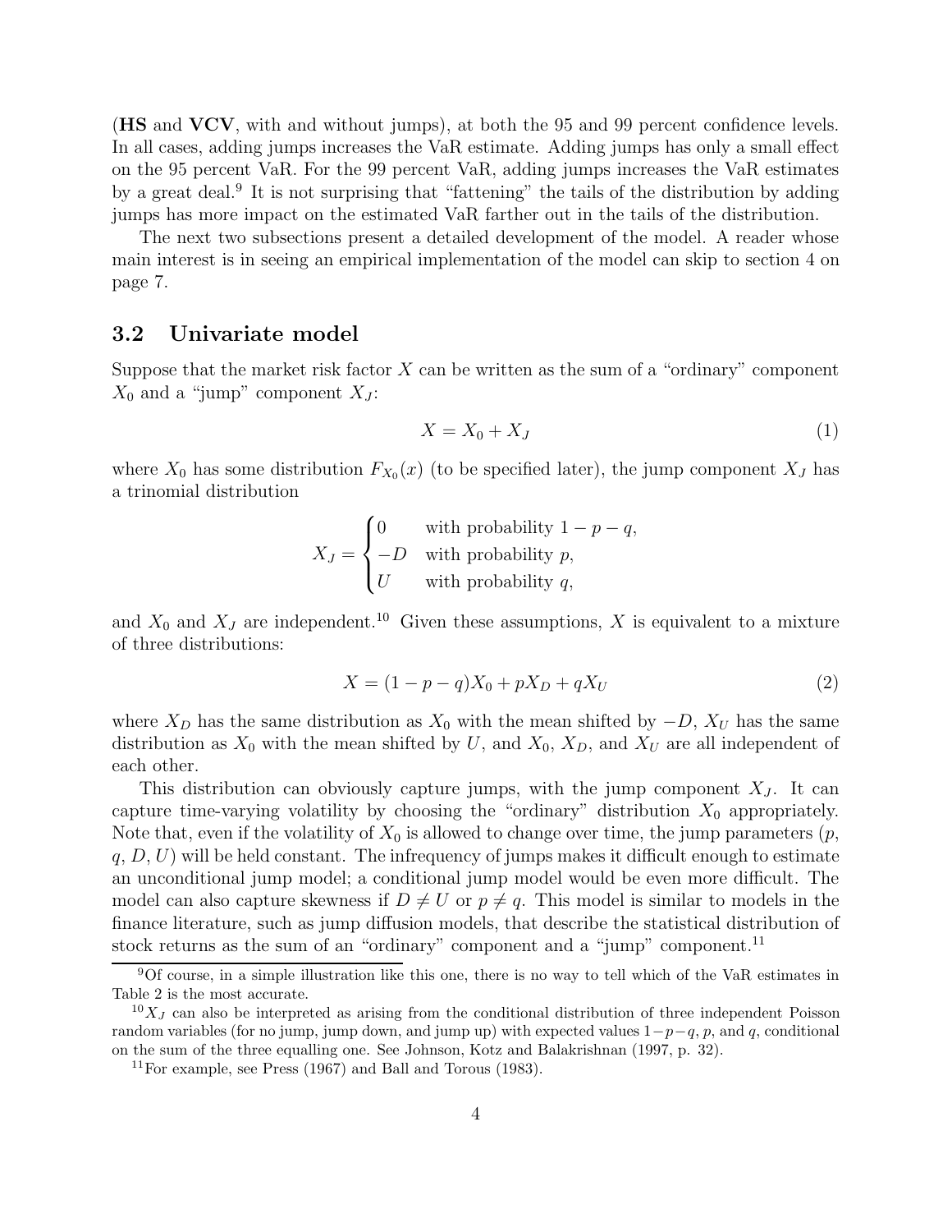(**HS** and **VCV**, with and without jumps), at both the 95 and 99 percent confidence levels. In all cases, adding jumps increases the VaR estimate. Adding jumps has only a small effect on the 95 percent VaR. For the 99 percent VaR, adding jumps increases the VaR estimates by a great deal.[9] It is not surprising that "fattening" the tails of the distribution by adding jumps has more impact on the estimated VaR farther out in the tails of the distribution.

The next two subsections present a detailed development of the model. A reader whose main interest is in seeing an empirical implementation of the model can skip to section 4 on page 7.

### 3.2 Univariate model

Suppose that the market risk factor $X$ can be written as the sum of a "ordinary" component $X_0$ and a "jump" component $X_J$:

$$X = X_0 + X_J \tag{1}$$

where $X_0$ has some distribution $F_{X_0}(x)$ (to be specified later), the jump component $X_J$ has a trinomial distribution

$$X_J = \begin{cases} 0 & \text{with probability } 1-p-q, \\ -D & \text{with probability } p, \\ U & \text{with probability } q, \end{cases}$$

and $X_0$ and $X_J$ are independent.[10] Given these assumptions, $X$ is equivalent to a mixture of three distributions:

$$X = (1-p-q)X_0 + pX_D + qX_U \tag{2}$$

where $X_D$ has the same distribution as $X_0$ with the mean shifted by $-D$, $X_U$ has the same distribution as $X_0$ with the mean shifted by $U$, and $X_0$, $X_D$, and $X_U$ are all independent of each other.

This distribution can obviously capture jumps, with the jump component $X_J$. It can capture time-varying volatility by choosing the "ordinary" distribution $X_0$ appropriately. Note that, even if the volatility of $X_0$ is allowed to change over time, the jump parameters ($p$, $q$, $D$, $U$) will be held constant. The infrequency of jumps makes it difficult enough to estimate an unconditional jump model; a conditional jump model would be even more difficult. The model can also capture skewness if $D \neq U$ or $p \neq q$. This model is similar to models in the finance literature, such as jump diffusion models, that describe the statistical distribution of stock returns as the sum of an "ordinary" component and a "jump" component.[11]

[9] Of course, in a simple illustration like this one, there is no way to tell which of the VaR estimates in Table 2 is the most accurate.

[10] $X_J$ can also be interpreted as arising from the conditional distribution of three independent Poisson random variables (for no jump, jump down, and jump up) with expected values $1-p-q$, $p$, and $q$, conditional on the sum of the three equalling one. See Johnson, Kotz and Balakrishnan (1997, p. 32).

[11] For example, see Press (1967) and Ball and Torous (1983).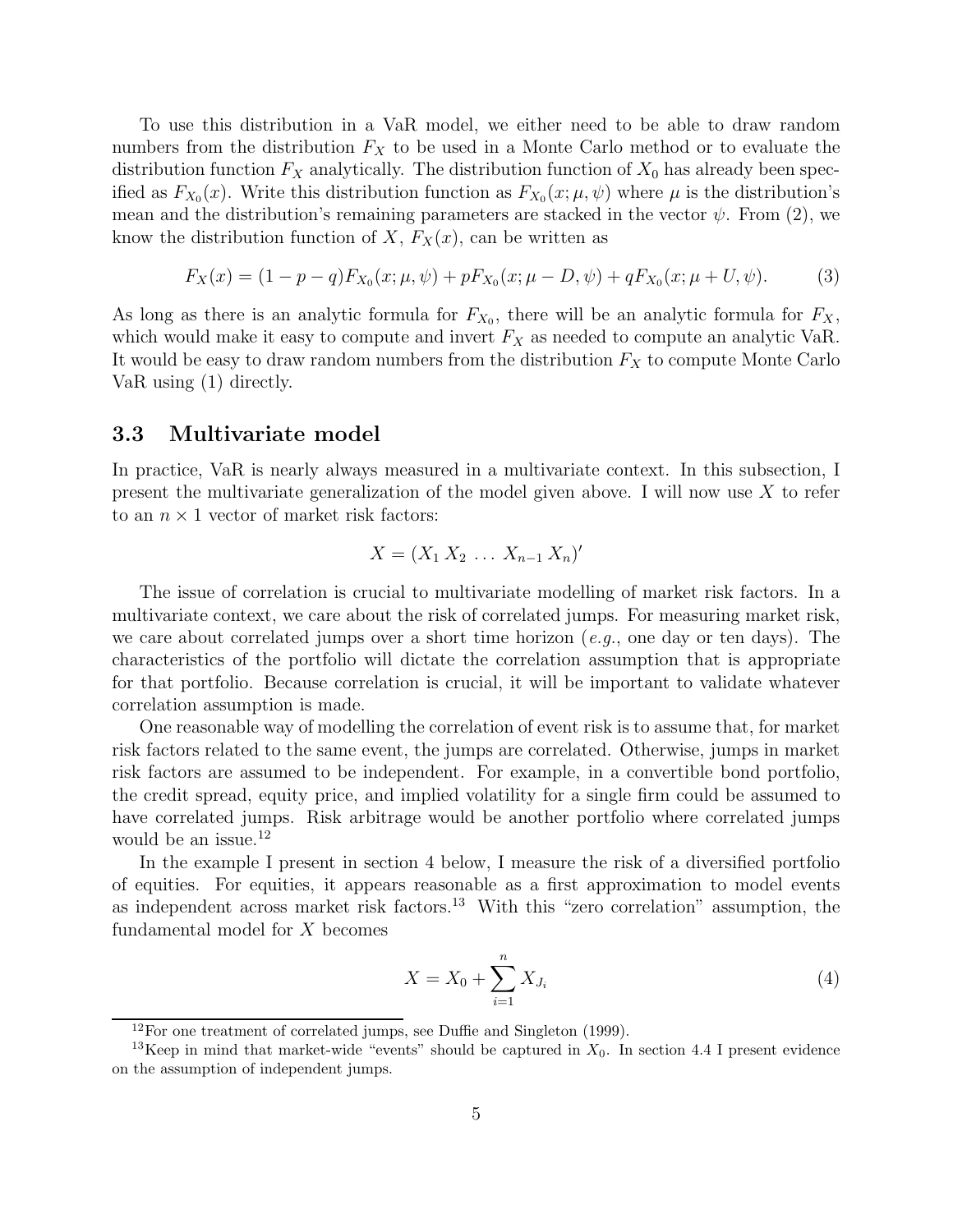To use this distribution in a VaR model, we either need to be able to draw random numbers from the distribution $F_X$ to be used in a Monte Carlo method or to evaluate the distribution function $F_X$ analytically. The distribution function of $X_0$ has already been specified as $F_{X_0}(x)$. Write this distribution function as $F_{X_0}(x; \mu, \psi)$ where $\mu$ is the distribution's mean and the distribution's remaining parameters are stacked in the vector $\psi$. From (2), we know the distribution function of $X$, $F_X(x)$, can be written as

$$F_X(x) = (1 - p - q) F_{X_0}(x; \mu, \psi) + p F_{X_0}(x; \mu - D, \psi) + q F_{X_0}(x; \mu + U, \psi). \tag{3}$$

As long as there is an analytic formula for $F_{X_0}$, there will be an analytic formula for $F_X$, which would make it easy to compute and invert $F_X$ as needed to compute an analytic VaR. It would be easy to draw random numbers from the distribution $F_X$ to compute Monte Carlo VaR using (1) directly.

### 3.3 Multivariate model

In practice, VaR is nearly always measured in a multivariate context. In this subsection, I present the multivariate generalization of the model given above. I will now use $X$ to refer to an $n \times 1$ vector of market risk factors:

$$X = (X_1 \; X_2 \; \ldots \; X_{n-1} \; X_n)'$$

The issue of correlation is crucial to multivariate modelling of market risk factors. In a multivariate context, we care about the risk of correlated jumps. For measuring market risk, we care about correlated jumps over a short time horizon (*e.g.*, one day or ten days). The characteristics of the portfolio will dictate the correlation assumption that is appropriate for that portfolio. Because correlation is crucial, it will be important to validate whatever correlation assumption is made.

One reasonable way of modelling the correlation of event risk is to assume that, for market risk factors related to the same event, the jumps are correlated. Otherwise, jumps in market risk factors are assumed to be independent. For example, in a convertible bond portfolio, the credit spread, equity price, and implied volatility for a single firm could be assumed to have correlated jumps. Risk arbitrage would be another portfolio where correlated jumps would be an issue.[12]

In the example I present in section 4 below, I measure the risk of a diversified portfolio of equities. For equities, it appears reasonable as a first approximation to model events as independent across market risk factors.[13] With this "zero correlation" assumption, the fundamental model for $X$ becomes

$$X = X_0 + \sum_{i=1}^{n} X_{J_i} \tag{4}$$

[12] For one treatment of correlated jumps, see Duffie and Singleton (1999).

[13] Keep in mind that market-wide "events" should be captured in $X_0$. In section 4.4 I present evidence on the assumption of independent jumps.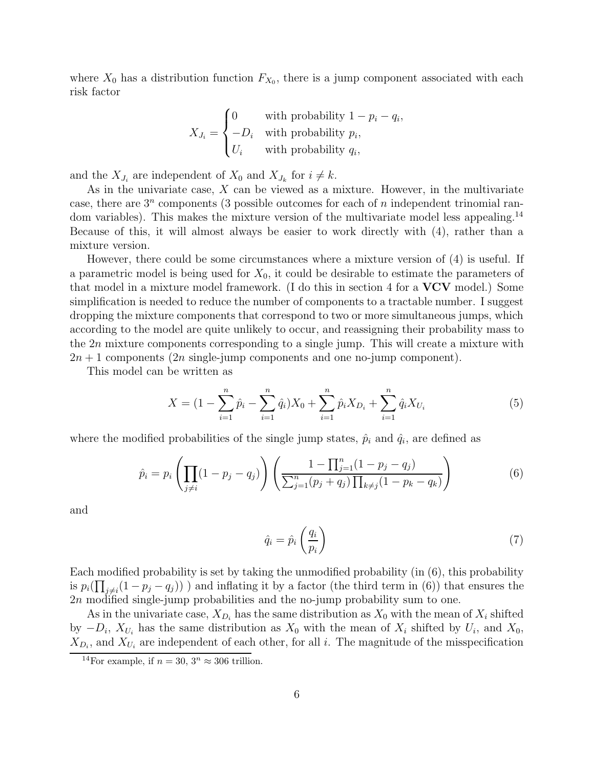where $X_0$ has a distribution function $F_{X_0}$, there is a jump component associated with each risk factor

$$X_{J_i} = \begin{cases} 0 & \text{with probability } 1 - p_i - q_i, \\ -D_i & \text{with probability } p_i, \\ U_i & \text{with probability } q_i, \end{cases}$$

and the $X_{J_i}$ are independent of $X_0$ and $X_{J_k}$ for $i \neq k$.

As in the univariate case, $X$ can be viewed as a mixture. However, in the multivariate case, there are $3^n$ components (3 possible outcomes for each of $n$ independent trinomial random variables). This makes the mixture version of the multivariate model less appealing.[14] Because of this, it will almost always be easier to work directly with (4), rather than a mixture version.

However, there could be some circumstances where a mixture version of (4) is useful. If a parametric model is being used for $X_0$, it could be desirable to estimate the parameters of that model in a mixture model framework. (I do this in section 4 for a **VCV** model.) Some simplification is needed to reduce the number of components to a tractable number. I suggest dropping the mixture components that correspond to two or more simultaneous jumps, which according to the model are quite unlikely to occur, and reassigning their probability mass to the $2n$ mixture components corresponding to a single jump. This will create a mixture with $2n + 1$ components ($2n$ single-jump components and one no-jump component).

This model can be written as

$$X = (1 - \sum_{i=1}^{n} \hat{p}_i - \sum_{i=1}^{n} \hat{q}_i) X_0 + \sum_{i=1}^{n} \hat{p}_i X_{D_i} + \sum_{i=1}^{n} \hat{q}_i X_{U_i} \tag{5}$$

where the modified probabilities of the single jump states, $\hat{p}_i$ and $\hat{q}_i$, are defined as

$$\hat{p}_i = p_i \left( \prod_{j \neq i} (1 - p_j - q_j) \right) \left( \frac{1 - \prod_{j=1}^{n} (1 - p_j - q_j)}{\sum_{j=1}^{n} (p_j + q_j) \prod_{k \neq j} (1 - p_k - q_k)} \right) \tag{6}$$

and

$$\hat{q}_i = \hat{p}_i \left( \frac{q_i}{p_i} \right) \tag{7}$$

Each modified probability is set by taking the unmodified probability (in (6), this probability is $p_i(\prod_{j \neq i}(1 - p_j - q_j))$ ) and inflating it by a factor (the third term in (6)) that ensures the $2n$ modified single-jump probabilities and the no-jump probability sum to one.

As in the univariate case, $X_{D_i}$ has the same distribution as $X_0$ with the mean of $X_i$ shifted by $-D_i$, $X_{U_i}$ has the same distribution as $X_0$ with the mean of $X_i$ shifted by $U_i$, and $X_0$, $X_{D_i}$, and $X_{U_i}$ are independent of each other, for all $i$. The magnitude of the misspecification

[14] For example, if $n = 30$, $3^n \approx 306$ trillion.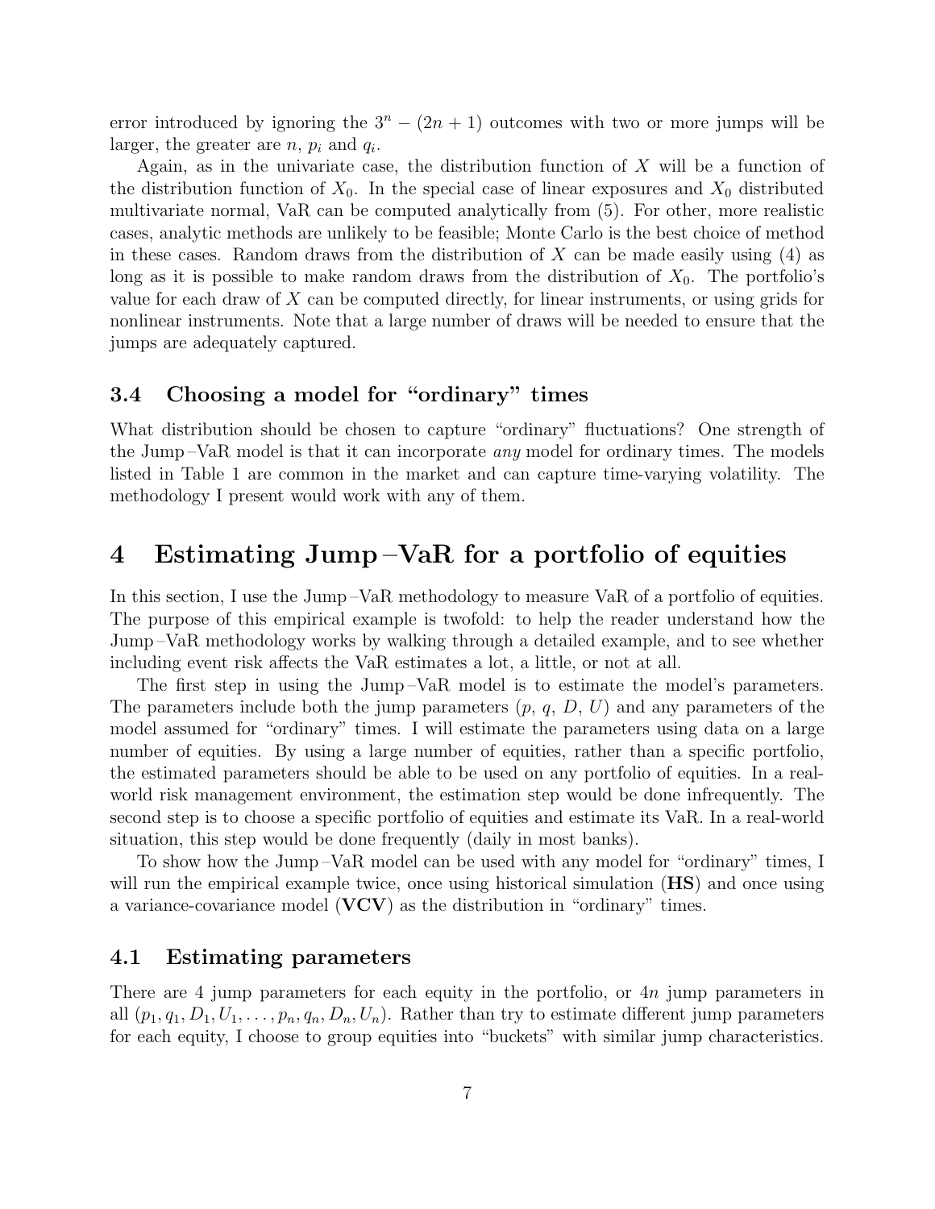error introduced by ignoring the $3^n - (2n+1)$ outcomes with two or more jumps will be larger, the greater are $n$, $p_i$ and $q_i$.

Again, as in the univariate case, the distribution function of $X$ will be a function of the distribution function of $X_0$. In the special case of linear exposures and $X_0$ distributed multivariate normal, VaR can be computed analytically from (5). For other, more realistic cases, analytic methods are unlikely to be feasible; Monte Carlo is the best choice of method in these cases. Random draws from the distribution of $X$ can be made easily using (4) as long as it is possible to make random draws from the distribution of $X_0$. The portfolio's value for each draw of $X$ can be computed directly, for linear instruments, or using grids for nonlinear instruments. Note that a large number of draws will be needed to ensure that the jumps are adequately captured.

### 3.4 Choosing a model for "ordinary" times

What distribution should be chosen to capture "ordinary" fluctuations? One strength of the Jump–VaR model is that it can incorporate *any* model for ordinary times. The models listed in Table 1 are common in the market and can capture time-varying volatility. The methodology I present would work with any of them.

## 4 Estimating Jump–VaR for a portfolio of equities

In this section, I use the Jump–VaR methodology to measure VaR of a portfolio of equities. The purpose of this empirical example is twofold: to help the reader understand how the Jump–VaR methodology works by walking through a detailed example, and to see whether including event risk affects the VaR estimates a lot, a little, or not at all.

The first step in using the Jump–VaR model is to estimate the model's parameters. The parameters include both the jump parameters ($p$, $q$, $D$, $U$) and any parameters of the model assumed for "ordinary" times. I will estimate the parameters using data on a large number of equities. By using a large number of equities, rather than a specific portfolio, the estimated parameters should be able to be used on any portfolio of equities. In a real-world risk management environment, the estimation step would be done infrequently. The second step is to choose a specific portfolio of equities and estimate its VaR. In a real-world situation, this step would be done frequently (daily in most banks).

To show how the Jump–VaR model can be used with any model for "ordinary" times, I will run the empirical example twice, once using historical simulation (**HS**) and once using a variance-covariance model (**VCV**) as the distribution in "ordinary" times.

### 4.1 Estimating parameters

There are 4 jump parameters for each equity in the portfolio, or $4n$ jump parameters in all ($p_1, q_1, D_1, U_1, \ldots, p_n, q_n, D_n, U_n$). Rather than try to estimate different jump parameters for each equity, I choose to group equities into "buckets" with similar jump characteristics.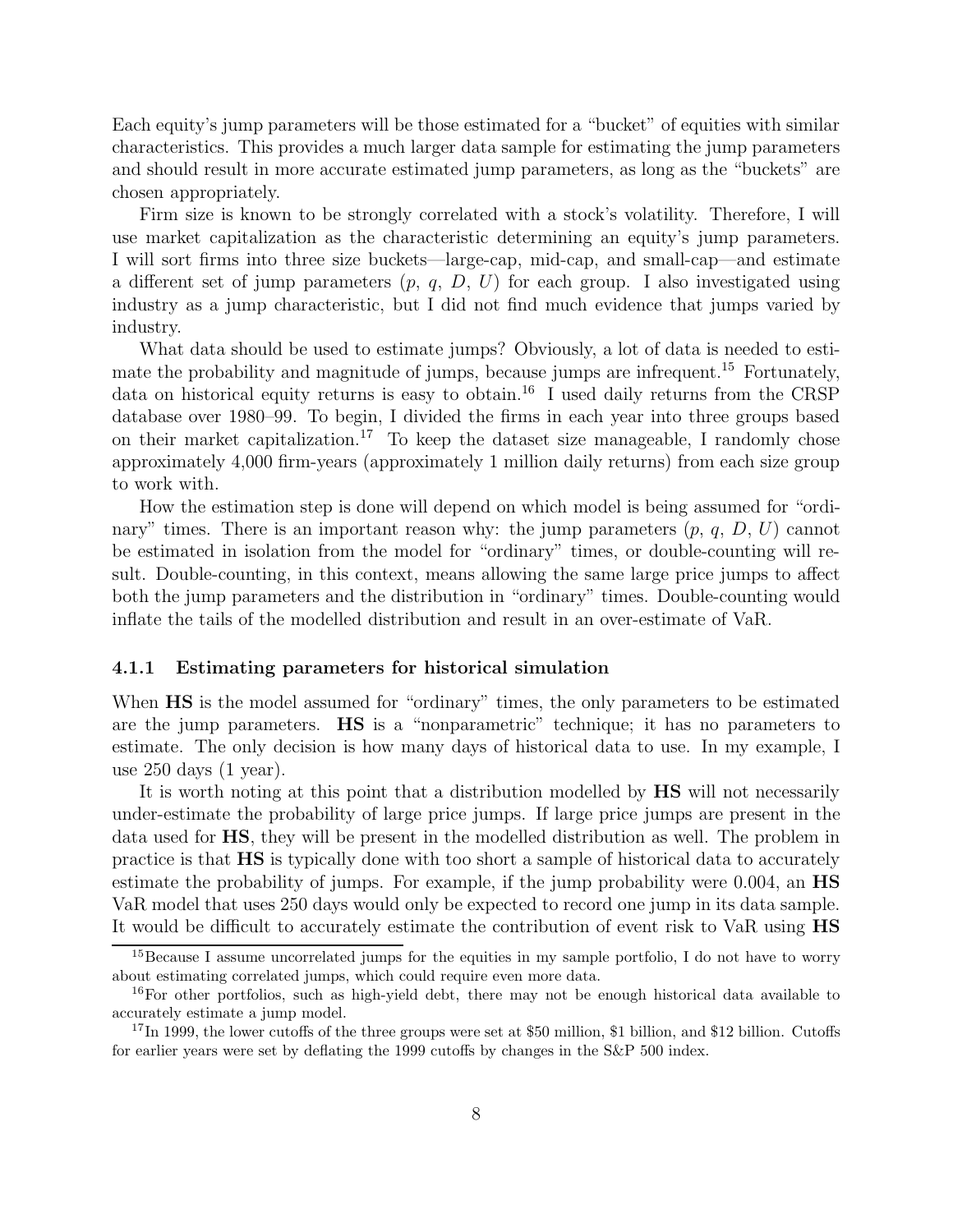Each equity's jump parameters will be those estimated for a "bucket" of equities with similar characteristics. This provides a much larger data sample for estimating the jump parameters and should result in more accurate estimated jump parameters, as long as the "buckets" are chosen appropriately.

Firm size is known to be strongly correlated with a stock's volatility. Therefore, I will use market capitalization as the characteristic determining an equity's jump parameters. I will sort firms into three size buckets—large-cap, mid-cap, and small-cap—and estimate a different set of jump parameters ($p$, $q$, $D$, $U$) for each group. I also investigated using industry as a jump characteristic, but I did not find much evidence that jumps varied by industry.

What data should be used to estimate jumps? Obviously, a lot of data is needed to estimate the probability and magnitude of jumps, because jumps are infrequent.[15] Fortunately, data on historical equity returns is easy to obtain.[16] I used daily returns from the CRSP database over 1980–99. To begin, I divided the firms in each year into three groups based on their market capitalization.[17] To keep the dataset size manageable, I randomly chose approximately 4,000 firm-years (approximately 1 million daily returns) from each size group to work with.

How the estimation step is done will depend on which model is being assumed for "ordinary" times. There is an important reason why: the jump parameters ($p$, $q$, $D$, $U$) cannot be estimated in isolation from the model for "ordinary" times, or double-counting will result. Double-counting, in this context, means allowing the same large price jumps to affect both the jump parameters and the distribution in "ordinary" times. Double-counting would inflate the tails of the modelled distribution and result in an over-estimate of VaR.

### 4.1.1 Estimating parameters for historical simulation

When **HS** is the model assumed for "ordinary" times, the only parameters to be estimated are the jump parameters. **HS** is a "nonparametric" technique; it has no parameters to estimate. The only decision is how many days of historical data to use. In my example, I use 250 days (1 year).

It is worth noting at this point that a distribution modelled by **HS** will not necessarily under-estimate the probability of large price jumps. If large price jumps are present in the data used for **HS**, they will be present in the modelled distribution as well. The problem in practice is that **HS** is typically done with too short a sample of historical data to accurately estimate the probability of jumps. For example, if the jump probability were 0.004, an **HS** VaR model that uses 250 days would only be expected to record one jump in its data sample. It would be difficult to accurately estimate the contribution of event risk to VaR using **HS**

[15] Because I assume uncorrelated jumps for the equities in my sample portfolio, I do not have to worry about estimating correlated jumps, which could require even more data.

[16] For other portfolios, such as high-yield debt, there may not be enough historical data available to accurately estimate a jump model.

[17] In 1999, the lower cutoffs of the three groups were set at $50 million, $1 billion, and $12 billion. Cutoffs for earlier years were set by deflating the 1999 cutoffs by changes in the S&P 500 index.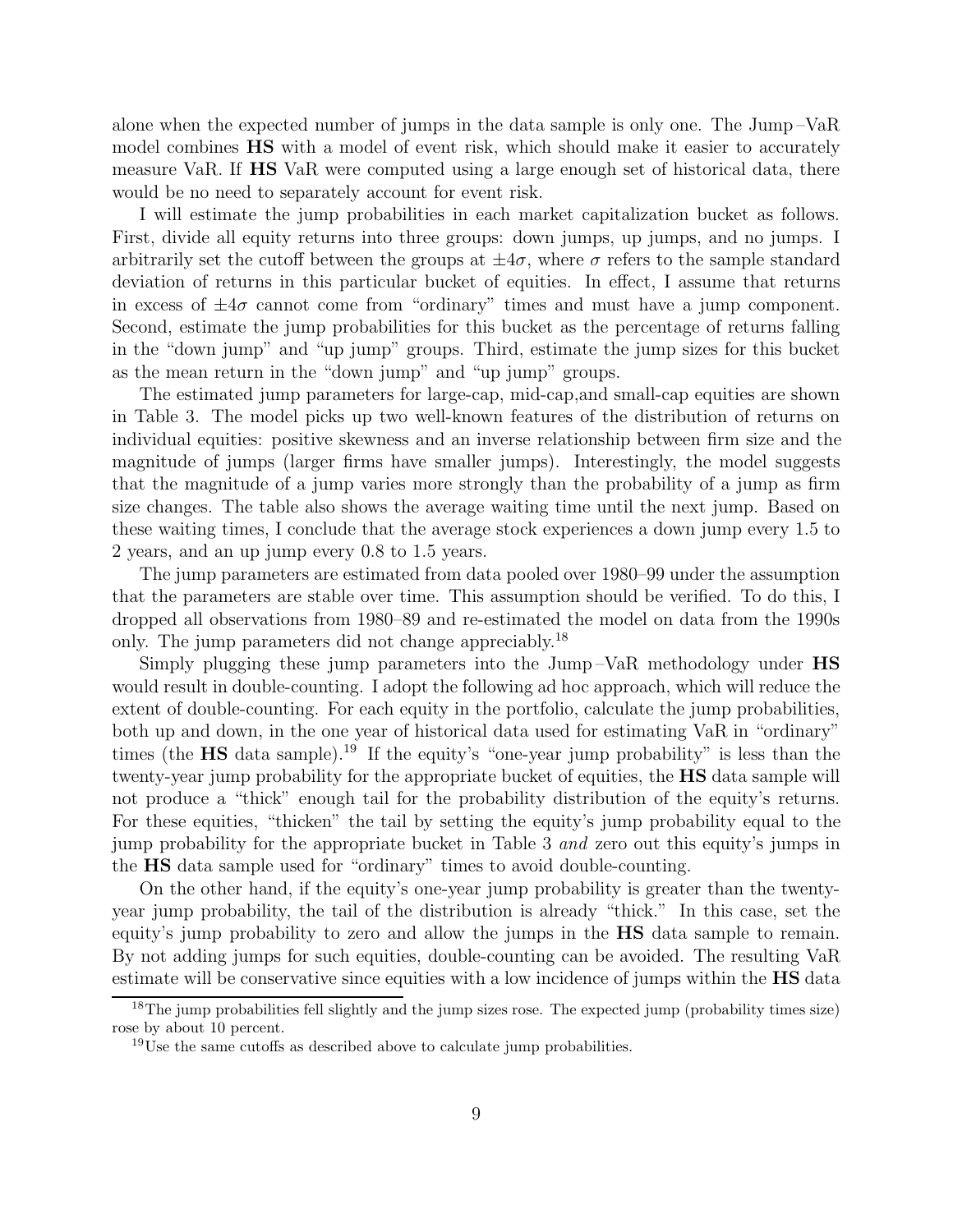alone when the expected number of jumps in the data sample is only one. The Jump–VaR model combines **HS** with a model of event risk, which should make it easier to accurately measure VaR. If **HS** VaR were computed using a large enough set of historical data, there would be no need to separately account for event risk.

I will estimate the jump probabilities in each market capitalization bucket as follows. First, divide all equity returns into three groups: down jumps, up jumps, and no jumps. I arbitrarily set the cutoff between the groups at $\pm 4\sigma$, where $\sigma$ refers to the sample standard deviation of returns in this particular bucket of equities. In effect, I assume that returns in excess of $\pm 4\sigma$ cannot come from "ordinary" times and must have a jump component. Second, estimate the jump probabilities for this bucket as the percentage of returns falling in the "down jump" and "up jump" groups. Third, estimate the jump sizes for this bucket as the mean return in the "down jump" and "up jump" groups.

The estimated jump parameters for large-cap, mid-cap,and small-cap equities are shown in Table 3. The model picks up two well-known features of the distribution of returns on individual equities: positive skewness and an inverse relationship between firm size and the magnitude of jumps (larger firms have smaller jumps). Interestingly, the model suggests that the magnitude of a jump varies more strongly than the probability of a jump as firm size changes. The table also shows the average waiting time until the next jump. Based on these waiting times, I conclude that the average stock experiences a down jump every 1.5 to 2 years, and an up jump every 0.8 to 1.5 years.

The jump parameters are estimated from data pooled over 1980–99 under the assumption that the parameters are stable over time. This assumption should be verified. To do this, I dropped all observations from 1980–89 and re-estimated the model on data from the 1990s only. The jump parameters did not change appreciably.[18]

Simply plugging these jump parameters into the Jump–VaR methodology under **HS** would result in double-counting. I adopt the following ad hoc approach, which will reduce the extent of double-counting. For each equity in the portfolio, calculate the jump probabilities, both up and down, in the one year of historical data used for estimating VaR in "ordinary" times (the **HS** data sample).[19] If the equity's "one-year jump probability" is less than the twenty-year jump probability for the appropriate bucket of equities, the **HS** data sample will not produce a "thick" enough tail for the probability distribution of the equity's returns. For these equities, "thicken" the tail by setting the equity's jump probability equal to the jump probability for the appropriate bucket in Table 3 *and* zero out this equity's jumps in the **HS** data sample used for "ordinary" times to avoid double-counting.

On the other hand, if the equity's one-year jump probability is greater than the twenty-year jump probability, the tail of the distribution is already "thick." In this case, set the equity's jump probability to zero and allow the jumps in the **HS** data sample to remain. By not adding jumps for such equities, double-counting can be avoided. The resulting VaR estimate will be conservative since equities with a low incidence of jumps within the **HS** data

---

[18] The jump probabilities fell slightly and the jump sizes rose. The expected jump (probability times size) rose by about 10 percent.

[19] Use the same cutoffs as described above to calculate jump probabilities.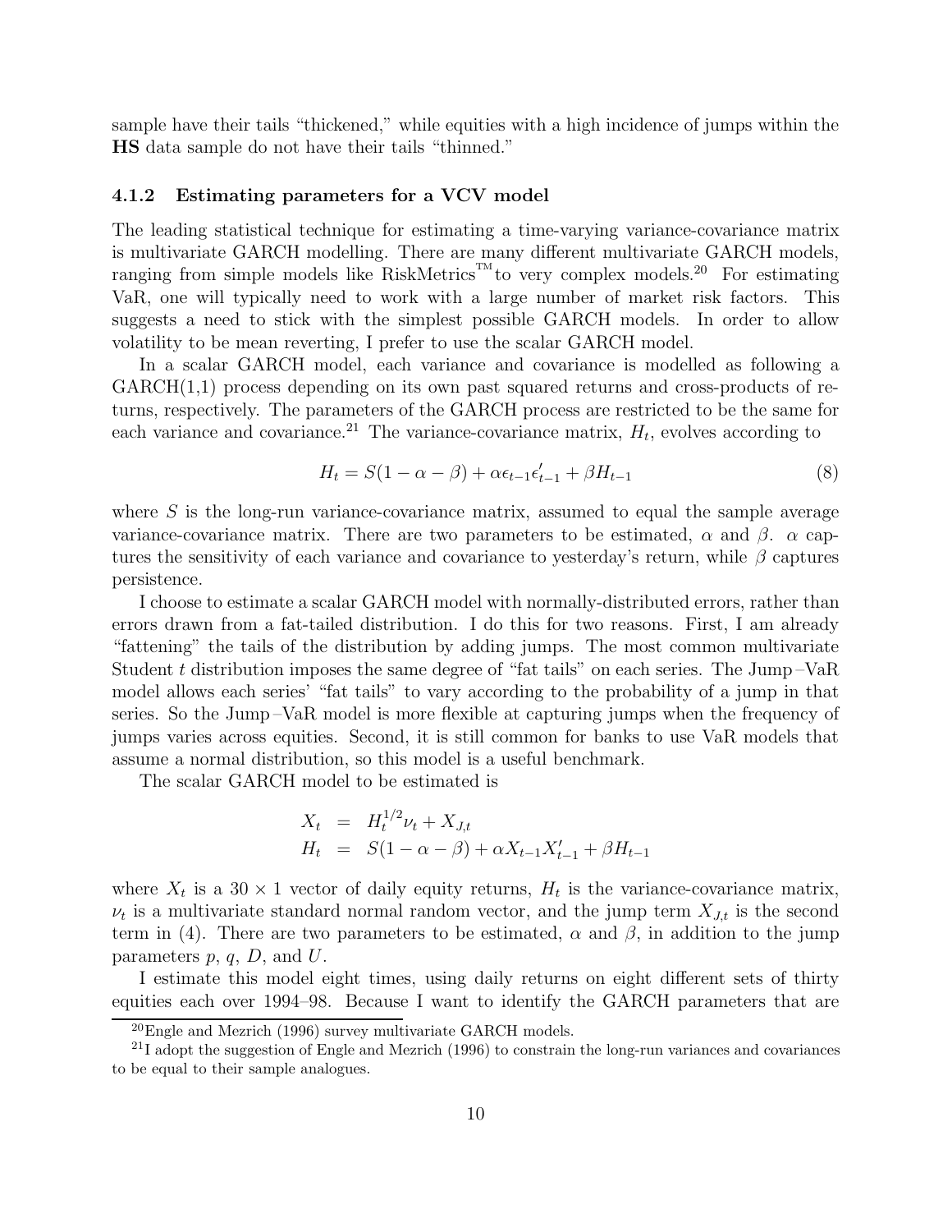sample have their tails "thickened," while equities with a high incidence of jumps within the **HS** data sample do not have their tails "thinned."

### 4.1.2 Estimating parameters for a VCV model

The leading statistical technique for estimating a time-varying variance-covariance matrix is multivariate GARCH modelling. There are many different multivariate GARCH models, ranging from simple models like RiskMetrics™ to very complex models.[20] For estimating VaR, one will typically need to work with a large number of market risk factors. This suggests a need to stick with the simplest possible GARCH models. In order to allow volatility to be mean reverting, I prefer to use the scalar GARCH model.

In a scalar GARCH model, each variance and covariance is modelled as following a GARCH(1,1) process depending on its own past squared returns and cross-products of returns, respectively. The parameters of the GARCH process are restricted to be the same for each variance and covariance.[21] The variance-covariance matrix, $H_t$, evolves according to

$$H_t = S(1 - \alpha - \beta) + \alpha \epsilon_{t-1}\epsilon'_{t-1} + \beta H_{t-1} \tag{8}$$

where $S$ is the long-run variance-covariance matrix, assumed to equal the sample average variance-covariance matrix. There are two parameters to be estimated, $\alpha$ and $\beta$. $\alpha$ captures the sensitivity of each variance and covariance to yesterday's return, while $\beta$ captures persistence.

I choose to estimate a scalar GARCH model with normally-distributed errors, rather than errors drawn from a fat-tailed distribution. I do this for two reasons. First, I am already "fattening" the tails of the distribution by adding jumps. The most common multivariate Student $t$ distribution imposes the same degree of "fat tails" on each series. The Jump–VaR model allows each series' "fat tails" to vary according to the probability of a jump in that series. So the Jump–VaR model is more flexible at capturing jumps when the frequency of jumps varies across equities. Second, it is still common for banks to use VaR models that assume a normal distribution, so this model is a useful benchmark.

The scalar GARCH model to be estimated is

$$\begin{aligned} X_t &= H_t^{1/2}\nu_t + X_{J,t} \\ H_t &= S(1 - \alpha - \beta) + \alpha X_{t-1}X'_{t-1} + \beta H_{t-1} \end{aligned}$$

where $X_t$ is a $30 \times 1$ vector of daily equity returns, $H_t$ is the variance-covariance matrix, $\nu_t$ is a multivariate standard normal random vector, and the jump term $X_{J,t}$ is the second term in (4). There are two parameters to be estimated, $\alpha$ and $\beta$, in addition to the jump parameters $p$, $q$, $D$, and $U$.

I estimate this model eight times, using daily returns on eight different sets of thirty equities each over 1994–98. Because I want to identify the GARCH parameters that are

[20] Engle and Mezrich (1996) survey multivariate GARCH models.

[21] I adopt the suggestion of Engle and Mezrich (1996) to constrain the long-run variances and covariances to be equal to their sample analogues.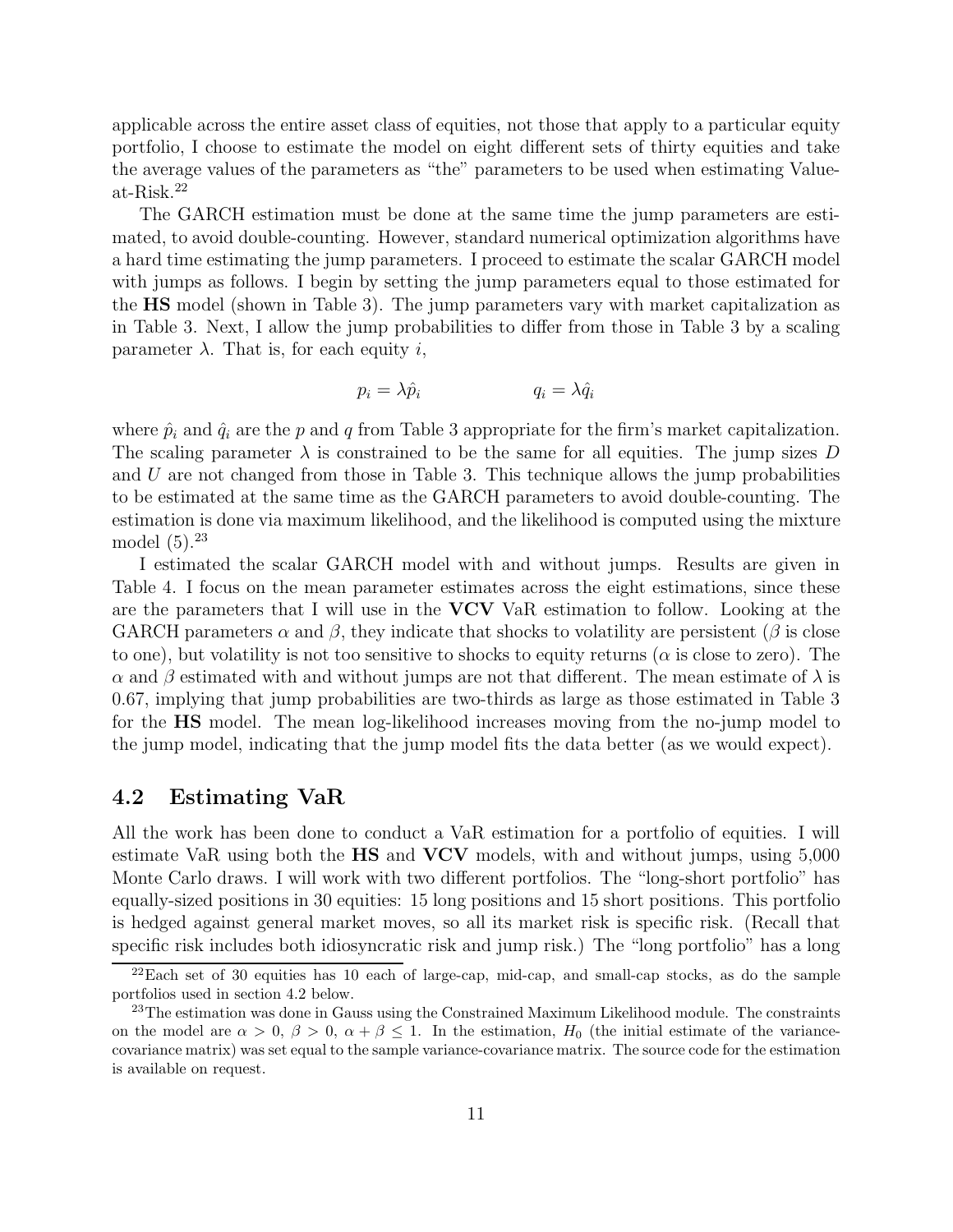applicable across the entire asset class of equities, not those that apply to a particular equity portfolio, I choose to estimate the model on eight different sets of thirty equities and take the average values of the parameters as "the" parameters to be used when estimating Value-at-Risk.[22]

The GARCH estimation must be done at the same time the jump parameters are estimated, to avoid double-counting. However, standard numerical optimization algorithms have a hard time estimating the jump parameters. I proceed to estimate the scalar GARCH model with jumps as follows. I begin by setting the jump parameters equal to those estimated for the **HS** model (shown in Table 3). The jump parameters vary with market capitalization as in Table 3. Next, I allow the jump probabilities to differ from those in Table 3 by a scaling parameter $\lambda$. That is, for each equity $i$,

$$p_i = \lambda \hat{p}_i \qquad\qquad q_i = \lambda \hat{q}_i$$

where $\hat{p}_i$ and $\hat{q}_i$ are the $p$ and $q$ from Table 3 appropriate for the firm's market capitalization. The scaling parameter $\lambda$ is constrained to be the same for all equities. The jump sizes $D$ and $U$ are not changed from those in Table 3. This technique allows the jump probabilities to be estimated at the same time as the GARCH parameters to avoid double-counting. The estimation is done via maximum likelihood, and the likelihood is computed using the mixture model (5).[23]

I estimated the scalar GARCH model with and without jumps. Results are given in Table 4. I focus on the mean parameter estimates across the eight estimations, since these are the parameters that I will use in the **VCV** VaR estimation to follow. Looking at the GARCH parameters $\alpha$ and $\beta$, they indicate that shocks to volatility are persistent ($\beta$ is close to one), but volatility is not too sensitive to shocks to equity returns ($\alpha$ is close to zero). The $\alpha$ and $\beta$ estimated with and without jumps are not that different. The mean estimate of $\lambda$ is 0.67, implying that jump probabilities are two-thirds as large as those estimated in Table 3 for the **HS** model. The mean log-likelihood increases moving from the no-jump model to the jump model, indicating that the jump model fits the data better (as we would expect).

## 4.2 Estimating VaR

All the work has been done to conduct a VaR estimation for a portfolio of equities. I will estimate VaR using both the **HS** and **VCV** models, with and without jumps, using 5,000 Monte Carlo draws. I will work with two different portfolios. The "long-short portfolio" has equally-sized positions in 30 equities: 15 long positions and 15 short positions. This portfolio is hedged against general market moves, so all its market risk is specific risk. (Recall that specific risk includes both idiosyncratic risk and jump risk.) The "long portfolio" has a long

[22] Each set of 30 equities has 10 each of large-cap, mid-cap, and small-cap stocks, as do the sample portfolios used in section 4.2 below.

[23] The estimation was done in Gauss using the Constrained Maximum Likelihood module. The constraints on the model are $\alpha > 0$, $\beta > 0$, $\alpha + \beta \leq 1$. In the estimation, $H_0$ (the initial estimate of the variance-covariance matrix) was set equal to the sample variance-covariance matrix. The source code for the estimation is available on request.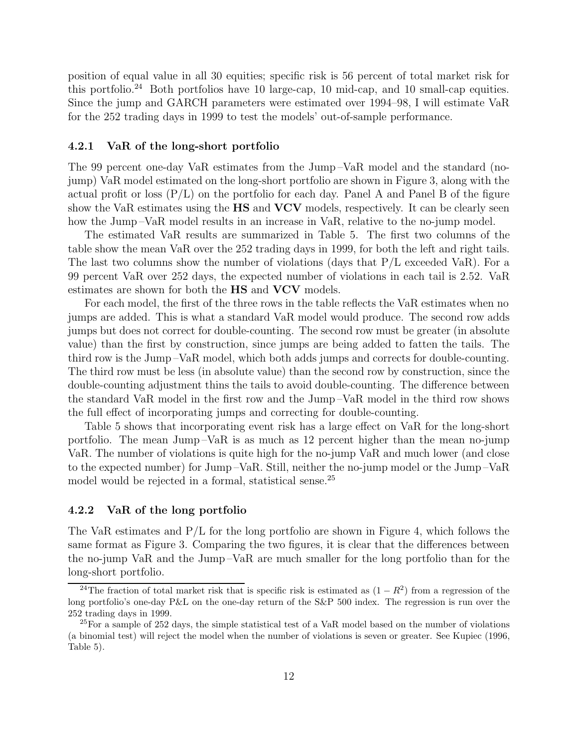position of equal value in all 30 equities; specific risk is 56 percent of total market risk for this portfolio.[24] Both portfolios have 10 large-cap, 10 mid-cap, and 10 small-cap equities. Since the jump and GARCH parameters were estimated over 1994–98, I will estimate VaR for the 252 trading days in 1999 to test the models' out-of-sample performance.

### 4.2.1 VaR of the long-short portfolio

The 99 percent one-day VaR estimates from the Jump–VaR model and the standard (no-jump) VaR model estimated on the long-short portfolio are shown in Figure 3, along with the actual profit or loss (P/L) on the portfolio for each day. Panel A and Panel B of the figure show the VaR estimates using the **HS** and **VCV** models, respectively. It can be clearly seen how the Jump–VaR model results in an increase in VaR, relative to the no-jump model.

The estimated VaR results are summarized in Table 5. The first two columns of the table show the mean VaR over the 252 trading days in 1999, for both the left and right tails. The last two columns show the number of violations (days that P/L exceeded VaR). For a 99 percent VaR over 252 days, the expected number of violations in each tail is 2.52. VaR estimates are shown for both the **HS** and **VCV** models.

For each model, the first of the three rows in the table reflects the VaR estimates when no jumps are added. This is what a standard VaR model would produce. The second row adds jumps but does not correct for double-counting. The second row must be greater (in absolute value) than the first by construction, since jumps are being added to fatten the tails. The third row is the Jump–VaR model, which both adds jumps and corrects for double-counting. The third row must be less (in absolute value) than the second row by construction, since the double-counting adjustment thins the tails to avoid double-counting. The difference between the standard VaR model in the first row and the Jump–VaR model in the third row shows the full effect of incorporating jumps and correcting for double-counting.

Table 5 shows that incorporating event risk has a large effect on VaR for the long-short portfolio. The mean Jump–VaR is as much as 12 percent higher than the mean no-jump VaR. The number of violations is quite high for the no-jump VaR and much lower (and close to the expected number) for Jump–VaR. Still, neither the no-jump model or the Jump–VaR model would be rejected in a formal, statistical sense.[25]

### 4.2.2 VaR of the long portfolio

The VaR estimates and P/L for the long portfolio are shown in Figure 4, which follows the same format as Figure 3. Comparing the two figures, it is clear that the differences between the no-jump VaR and the Jump–VaR are much smaller for the long portfolio than for the long-short portfolio.

[24] The fraction of total market risk that is specific risk is estimated as $(1 - R^2)$ from a regression of the long portfolio's one-day P&L on the one-day return of the S&P 500 index. The regression is run over the 252 trading days in 1999.

[25] For a sample of 252 days, the simple statistical test of a VaR model based on the number of violations (a binomial test) will reject the model when the number of violations is seven or greater. See Kupiec (1996, Table 5).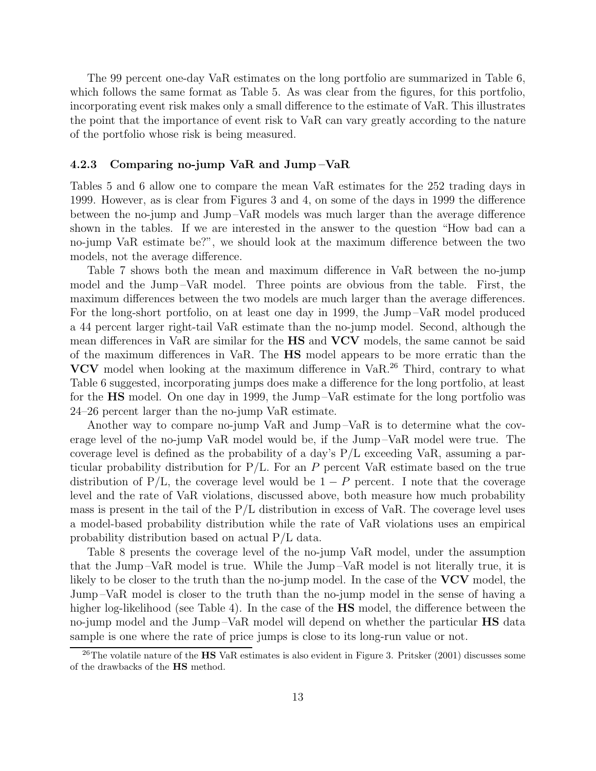The 99 percent one-day VaR estimates on the long portfolio are summarized in Table 6, which follows the same format as Table 5. As was clear from the figures, for this portfolio, incorporating event risk makes only a small difference to the estimate of VaR. This illustrates the point that the importance of event risk to VaR can vary greatly according to the nature of the portfolio whose risk is being measured.

### 4.2.3 Comparing no-jump VaR and Jump–VaR

Tables 5 and 6 allow one to compare the mean VaR estimates for the 252 trading days in 1999. However, as is clear from Figures 3 and 4, on some of the days in 1999 the difference between the no-jump and Jump–VaR models was much larger than the average difference shown in the tables. If we are interested in the answer to the question "How bad can a no-jump VaR estimate be?", we should look at the maximum difference between the two models, not the average difference.

Table 7 shows both the mean and maximum difference in VaR between the no-jump model and the Jump–VaR model. Three points are obvious from the table. First, the maximum differences between the two models are much larger than the average differences. For the long-short portfolio, on at least one day in 1999, the Jump–VaR model produced a 44 percent larger right-tail VaR estimate than the no-jump model. Second, although the mean differences in VaR are similar for the **HS** and **VCV** models, the same cannot be said of the maximum differences in VaR. The **HS** model appears to be more erratic than the **VCV** model when looking at the maximum difference in VaR.[26] Third, contrary to what Table 6 suggested, incorporating jumps does make a difference for the long portfolio, at least for the **HS** model. On one day in 1999, the Jump–VaR estimate for the long portfolio was 24–26 percent larger than the no-jump VaR estimate.

Another way to compare no-jump VaR and Jump–VaR is to determine what the coverage level of the no-jump VaR model would be, if the Jump–VaR model were true. The coverage level is defined as the probability of a day's P/L exceeding VaR, assuming a particular probability distribution for P/L. For an $P$ percent VaR estimate based on the true distribution of P/L, the coverage level would be $1 - P$ percent. I note that the coverage level and the rate of VaR violations, discussed above, both measure how much probability mass is present in the tail of the P/L distribution in excess of VaR. The coverage level uses a model-based probability distribution while the rate of VaR violations uses an empirical probability distribution based on actual P/L data.

Table 8 presents the coverage level of the no-jump VaR model, under the assumption that the Jump–VaR model is true. While the Jump–VaR model is not literally true, it is likely to be closer to the truth than the no-jump model. In the case of the **VCV** model, the Jump–VaR model is closer to the truth than the no-jump model in the sense of having a higher log-likelihood (see Table 4). In the case of the **HS** model, the difference between the no-jump model and the Jump–VaR model will depend on whether the particular **HS** data sample is one where the rate of price jumps is close to its long-run value or not.

[26] The volatile nature of the **HS** VaR estimates is also evident in Figure 3. Pritsker (2001) discusses some of the drawbacks of the **HS** method.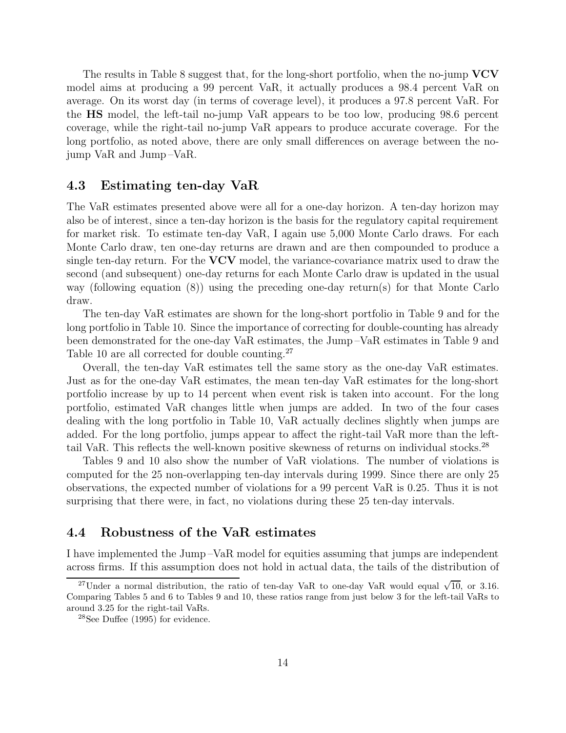The results in Table 8 suggest that, for the long-short portfolio, when the no-jump **VCV** model aims at producing a 99 percent VaR, it actually produces a 98.4 percent VaR on average. On its worst day (in terms of coverage level), it produces a 97.8 percent VaR. For the **HS** model, the left-tail no-jump VaR appears to be too low, producing 98.6 percent coverage, while the right-tail no-jump VaR appears to produce accurate coverage. For the long portfolio, as noted above, there are only small differences on average between the no-jump VaR and Jump–VaR.

### 4.3 Estimating ten-day VaR

The VaR estimates presented above were all for a one-day horizon. A ten-day horizon may also be of interest, since a ten-day horizon is the basis for the regulatory capital requirement for market risk. To estimate ten-day VaR, I again use 5,000 Monte Carlo draws. For each Monte Carlo draw, ten one-day returns are drawn and are then compounded to produce a single ten-day return. For the **VCV** model, the variance-covariance matrix used to draw the second (and subsequent) one-day returns for each Monte Carlo draw is updated in the usual way (following equation (8)) using the preceding one-day return(s) for that Monte Carlo draw.

The ten-day VaR estimates are shown for the long-short portfolio in Table 9 and for the long portfolio in Table 10. Since the importance of correcting for double-counting has already been demonstrated for the one-day VaR estimates, the Jump–VaR estimates in Table 9 and Table 10 are all corrected for double counting.[27]

Overall, the ten-day VaR estimates tell the same story as the one-day VaR estimates. Just as for the one-day VaR estimates, the mean ten-day VaR estimates for the long-short portfolio increase by up to 14 percent when event risk is taken into account. For the long portfolio, estimated VaR changes little when jumps are added. In two of the four cases dealing with the long portfolio in Table 10, VaR actually declines slightly when jumps are added. For the long portfolio, jumps appear to affect the right-tail VaR more than the left-tail VaR. This reflects the well-known positive skewness of returns on individual stocks.[28]

Tables 9 and 10 also show the number of VaR violations. The number of violations is computed for the 25 non-overlapping ten-day intervals during 1999. Since there are only 25 observations, the expected number of violations for a 99 percent VaR is 0.25. Thus it is not surprising that there were, in fact, no violations during these 25 ten-day intervals.

### 4.4 Robustness of the VaR estimates

I have implemented the Jump–VaR model for equities assuming that jumps are independent across firms. If this assumption does not hold in actual data, the tails of the distribution of

[27] Under a normal distribution, the ratio of ten-day VaR to one-day VaR would equal $\sqrt{10}$, or 3.16. Comparing Tables 5 and 6 to Tables 9 and 10, these ratios range from just below 3 for the left-tail VaRs to around 3.25 for the right-tail VaRs.

[28] See Duffee (1995) for evidence.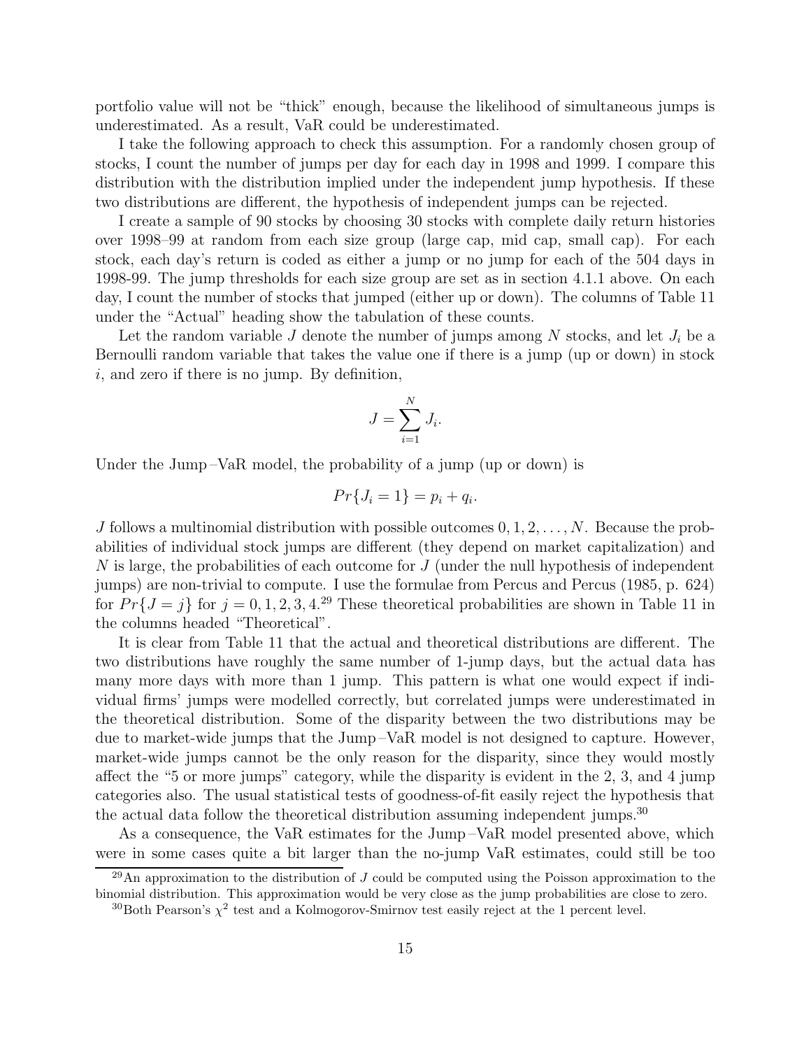portfolio value will not be "thick" enough, because the likelihood of simultaneous jumps is underestimated. As a result, VaR could be underestimated.

I take the following approach to check this assumption. For a randomly chosen group of stocks, I count the number of jumps per day for each day in 1998 and 1999. I compare this distribution with the distribution implied under the independent jump hypothesis. If these two distributions are different, the hypothesis of independent jumps can be rejected.

I create a sample of 90 stocks by choosing 30 stocks with complete daily return histories over 1998–99 at random from each size group (large cap, mid cap, small cap). For each stock, each day's return is coded as either a jump or no jump for each of the 504 days in 1998-99. The jump thresholds for each size group are set as in section 4.1.1 above. On each day, I count the number of stocks that jumped (either up or down). The columns of Table 11 under the "Actual" heading show the tabulation of these counts.

Let the random variable $J$ denote the number of jumps among $N$ stocks, and let $J_i$ be a Bernoulli random variable that takes the value one if there is a jump (up or down) in stock $i$, and zero if there is no jump. By definition,

$$J = \sum_{i=1}^{N} J_i.$$

Under the Jump–VaR model, the probability of a jump (up or down) is

$$Pr\{J_i = 1\} = p_i + q_i.$$

$J$ follows a multinomial distribution with possible outcomes $0, 1, 2, \ldots, N$. Because the probabilities of individual stock jumps are different (they depend on market capitalization) and $N$ is large, the probabilities of each outcome for $J$ (under the null hypothesis of independent jumps) are non-trivial to compute. I use the formulae from Percus and Percus (1985, p. 624) for $Pr\{J = j\}$ for $j = 0, 1, 2, 3, 4$.[29] These theoretical probabilities are shown in Table 11 in the columns headed "Theoretical".

It is clear from Table 11 that the actual and theoretical distributions are different. The two distributions have roughly the same number of 1-jump days, but the actual data has many more days with more than 1 jump. This pattern is what one would expect if individual firms' jumps were modelled correctly, but correlated jumps were underestimated in the theoretical distribution. Some of the disparity between the two distributions may be due to market-wide jumps that the Jump–VaR model is not designed to capture. However, market-wide jumps cannot be the only reason for the disparity, since they would mostly affect the "5 or more jumps" category, while the disparity is evident in the 2, 3, and 4 jump categories also. The usual statistical tests of goodness-of-fit easily reject the hypothesis that the actual data follow the theoretical distribution assuming independent jumps.[30]

As a consequence, the VaR estimates for the Jump–VaR model presented above, which were in some cases quite a bit larger than the no-jump VaR estimates, could still be too

---

[29] An approximation to the distribution of $J$ could be computed using the Poisson approximation to the binomial distribution. This approximation would be very close as the jump probabilities are close to zero.

[30] Both Pearson's $\chi^2$ test and a Kolmogorov-Smirnov test easily reject at the 1 percent level.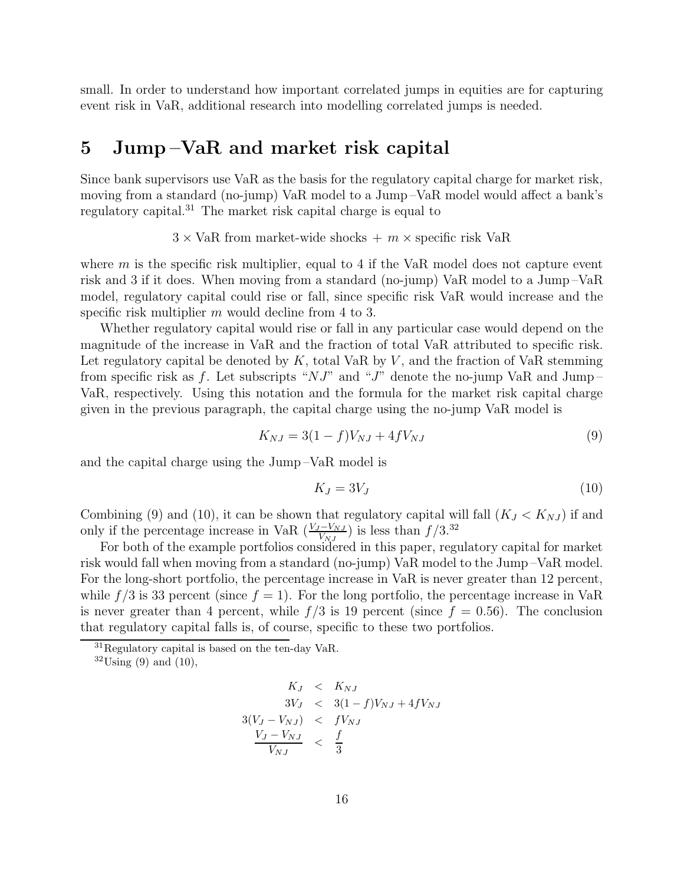small. In order to understand how important correlated jumps in equities are for capturing event risk in VaR, additional research into modelling correlated jumps is needed.

# 5 Jump–VaR and market risk capital

Since bank supervisors use VaR as the basis for the regulatory capital charge for market risk, moving from a standard (no-jump) VaR model to a Jump–VaR model would affect a bank's regulatory capital.[31] The market risk capital charge is equal to

$$3 \times \text{VaR from market-wide shocks} + m \times \text{specific risk VaR}$$

where $m$ is the specific risk multiplier, equal to 4 if the VaR model does not capture event risk and 3 if it does. When moving from a standard (no-jump) VaR model to a Jump–VaR model, regulatory capital could rise or fall, since specific risk VaR would increase and the specific risk multiplier $m$ would decline from 4 to 3.

Whether regulatory capital would rise or fall in any particular case would depend on the magnitude of the increase in VaR and the fraction of total VaR attributed to specific risk. Let regulatory capital be denoted by $K$, total VaR by $V$, and the fraction of VaR stemming from specific risk as $f$. Let subscripts "$NJ$" and "$J$" denote the no-jump VaR and Jump–VaR, respectively. Using this notation and the formula for the market risk capital charge given in the previous paragraph, the capital charge using the no-jump VaR model is

$$K_{NJ} = 3(1-f)V_{NJ} + 4fV_{NJ} \tag{9}$$

and the capital charge using the Jump–VaR model is

$$K_J = 3V_J \tag{10}$$

Combining (9) and (10), it can be shown that regulatory capital will fall ($K_J < K_{NJ}$) if and only if the percentage increase in VaR ($\frac{V_J - V_{NJ}}{V_{NJ}}$) is less than $f/3$.[32]

For both of the example portfolios considered in this paper, regulatory capital for market risk would fall when moving from a standard (no-jump) VaR model to the Jump–VaR model. For the long-short portfolio, the percentage increase in VaR is never greater than 12 percent, while $f/3$ is 33 percent (since $f = 1$). For the long portfolio, the percentage increase in VaR is never greater than 4 percent, while $f/3$ is 19 percent (since $f = 0.56$). The conclusion that regulatory capital falls is, of course, specific to these two portfolios.

[31] Regulatory capital is based on the ten-day VaR.

[32] Using (9) and (10),

$$
\begin{aligned}
K_J &< K_{NJ} \\
3V_J &< 3(1-f)V_{NJ} + 4fV_{NJ} \\
3(V_J - V_{NJ}) &< fV_{NJ} \\
\frac{V_J - V_{NJ}}{V_{NJ}} &< \frac{f}{3}
\end{aligned}
$$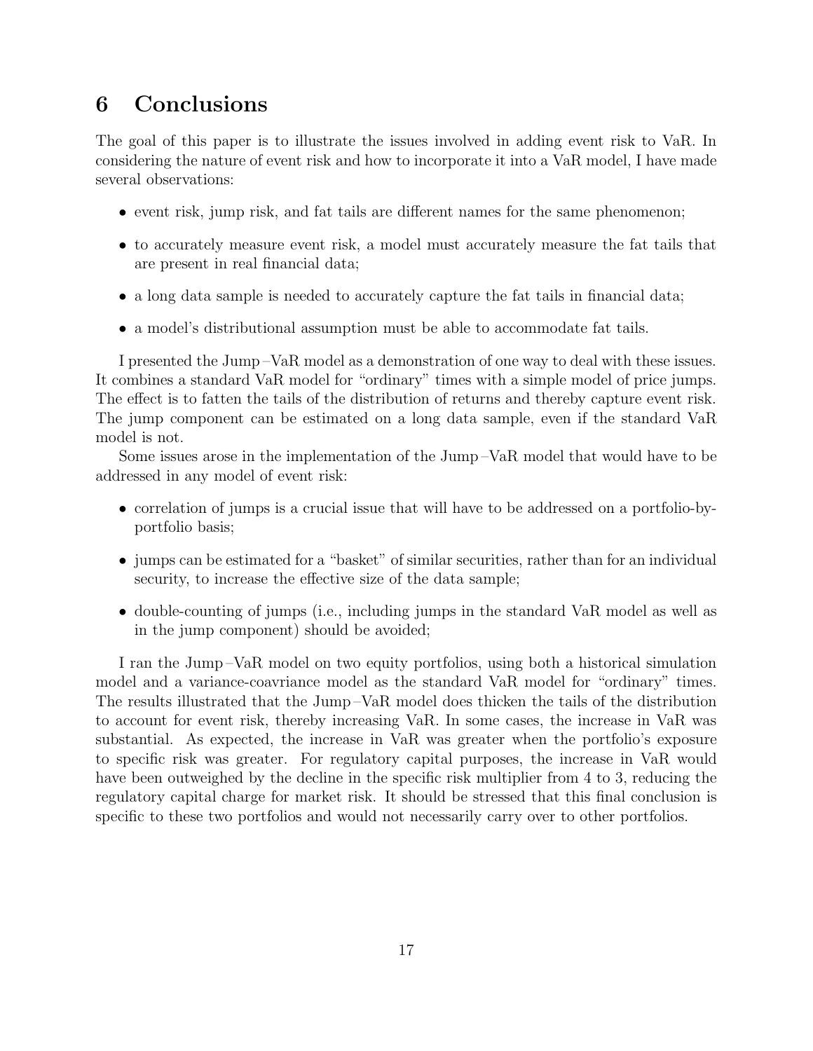# 6 Conclusions

The goal of this paper is to illustrate the issues involved in adding event risk to VaR. In considering the nature of event risk and how to incorporate it into a VaR model, I have made several observations:

- event risk, jump risk, and fat tails are different names for the same phenomenon;
- to accurately measure event risk, a model must accurately measure the fat tails that are present in real financial data;
- a long data sample is needed to accurately capture the fat tails in financial data;
- a model's distributional assumption must be able to accommodate fat tails.

I presented the Jump–VaR model as a demonstration of one way to deal with these issues. It combines a standard VaR model for "ordinary" times with a simple model of price jumps. The effect is to fatten the tails of the distribution of returns and thereby capture event risk. The jump component can be estimated on a long data sample, even if the standard VaR model is not.

Some issues arose in the implementation of the Jump–VaR model that would have to be addressed in any model of event risk:

- correlation of jumps is a crucial issue that will have to be addressed on a portfolio-by-portfolio basis;
- jumps can be estimated for a "basket" of similar securities, rather than for an individual security, to increase the effective size of the data sample;
- double-counting of jumps (i.e., including jumps in the standard VaR model as well as in the jump component) should be avoided;

I ran the Jump–VaR model on two equity portfolios, using both a historical simulation model and a variance-coavriance model as the standard VaR model for "ordinary" times. The results illustrated that the Jump–VaR model does thicken the tails of the distribution to account for event risk, thereby increasing VaR. In some cases, the increase in VaR was substantial. As expected, the increase in VaR was greater when the portfolio's exposure to specific risk was greater. For regulatory capital purposes, the increase in VaR would have been outweighed by the decline in the specific risk multiplier from 4 to 3, reducing the regulatory capital charge for market risk. It should be stressed that this final conclusion is specific to these two portfolios and would not necessarily carry over to other portfolios.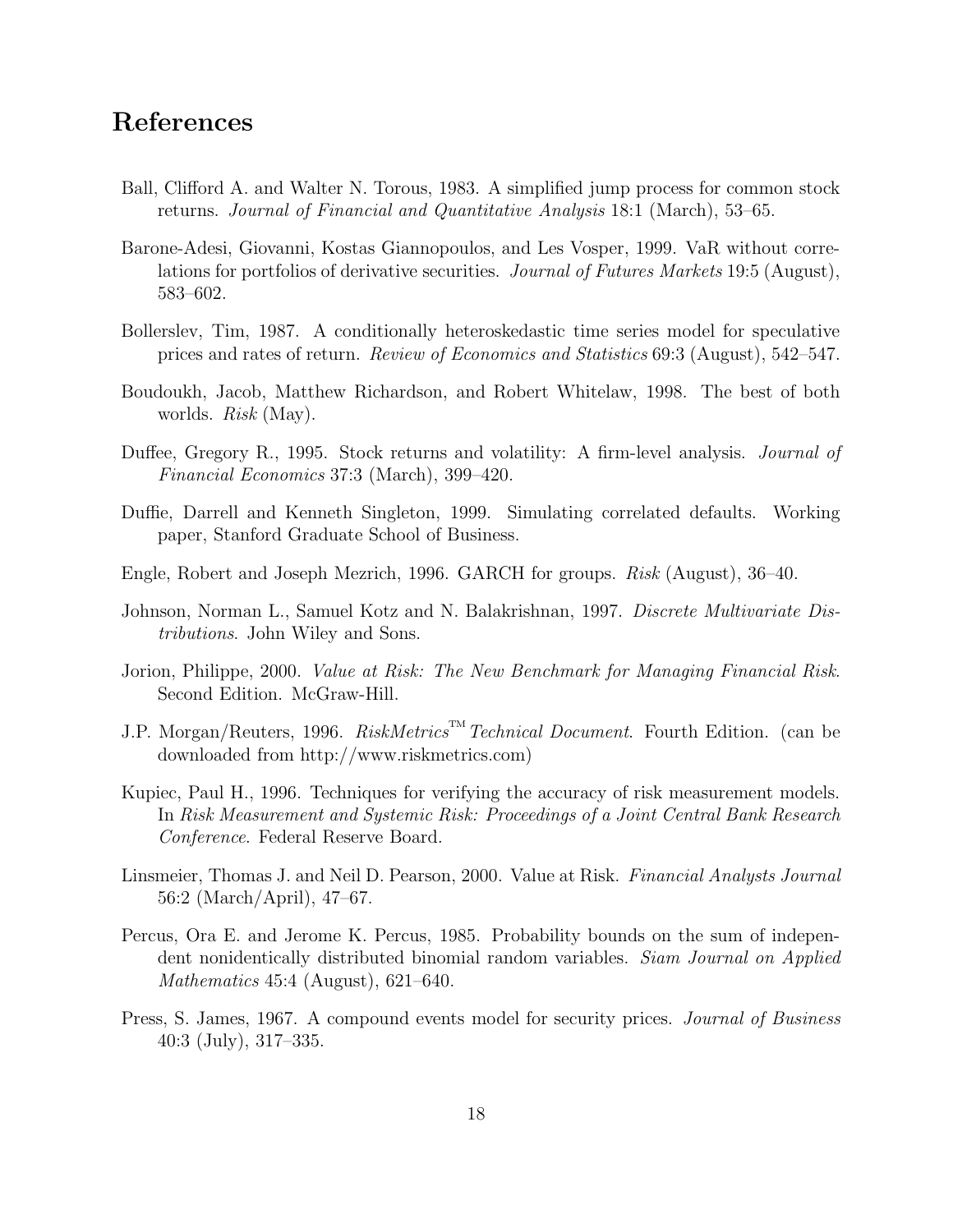# References

Ball, Clifford A. and Walter N. Torous, 1983. A simplified jump process for common stock returns. *Journal of Financial and Quantitative Analysis* 18:1 (March), 53–65.

Barone-Adesi, Giovanni, Kostas Giannopoulos, and Les Vosper, 1999. VaR without correlations for portfolios of derivative securities. *Journal of Futures Markets* 19:5 (August), 583–602.

Bollerslev, Tim, 1987. A conditionally heteroskedastic time series model for speculative prices and rates of return. *Review of Economics and Statistics* 69:3 (August), 542–547.

Boudoukh, Jacob, Matthew Richardson, and Robert Whitelaw, 1998. The best of both worlds. *Risk* (May).

Duffee, Gregory R., 1995. Stock returns and volatility: A firm-level analysis. *Journal of Financial Economics* 37:3 (March), 399–420.

Duffie, Darrell and Kenneth Singleton, 1999. Simulating correlated defaults. Working paper, Stanford Graduate School of Business.

Engle, Robert and Joseph Mezrich, 1996. GARCH for groups. *Risk* (August), 36–40.

Johnson, Norman L., Samuel Kotz and N. Balakrishnan, 1997. *Discrete Multivariate Distributions*. John Wiley and Sons.

Jorion, Philippe, 2000. *Value at Risk: The New Benchmark for Managing Financial Risk*. Second Edition. McGraw-Hill.

J.P. Morgan/Reuters, 1996. *RiskMetrics™ Technical Document*. Fourth Edition. (can be downloaded from http://www.riskmetrics.com)

Kupiec, Paul H., 1996. Techniques for verifying the accuracy of risk measurement models. In *Risk Measurement and Systemic Risk: Proceedings of a Joint Central Bank Research Conference*. Federal Reserve Board.

Linsmeier, Thomas J. and Neil D. Pearson, 2000. Value at Risk. *Financial Analysts Journal* 56:2 (March/April), 47–67.

Percus, Ora E. and Jerome K. Percus, 1985. Probability bounds on the sum of independent nonidentically distributed binomial random variables. *Siam Journal on Applied Mathematics* 45:4 (August), 621–640.

Press, S. James, 1967. A compound events model for security prices. *Journal of Business* 40:3 (July), 317–335.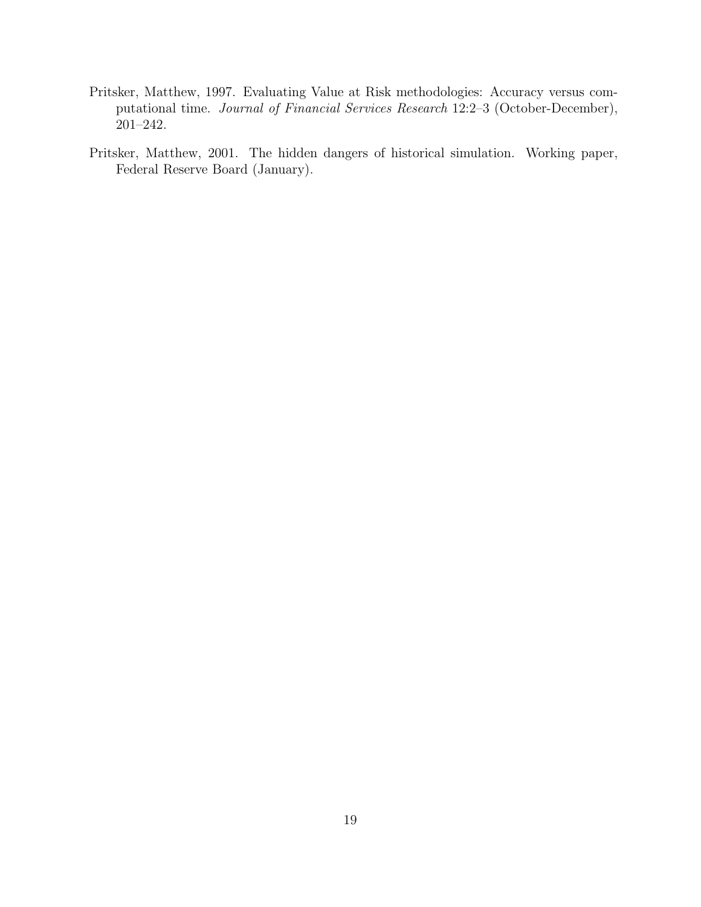Pritsker, Matthew, 1997. Evaluating Value at Risk methodologies: Accuracy versus computational time. *Journal of Financial Services Research* 12:2–3 (October-December), 201–242.

Pritsker, Matthew, 2001. The hidden dangers of historical simulation. Working paper, Federal Reserve Board (January).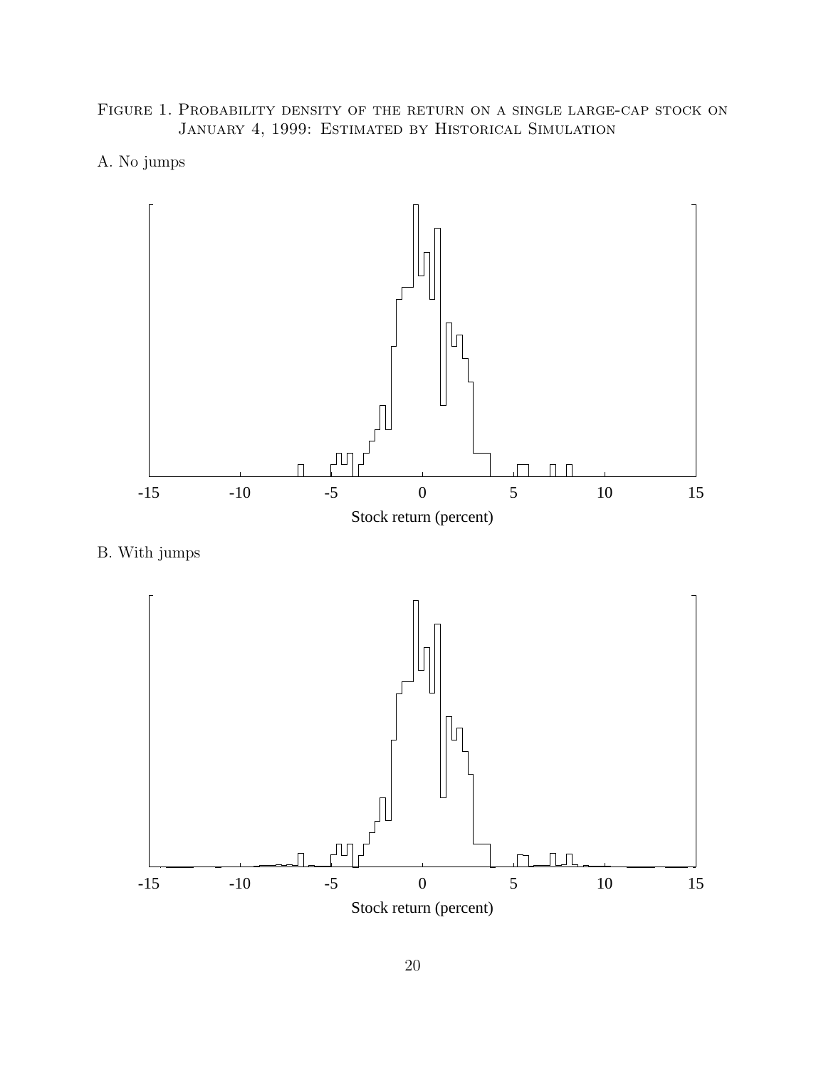Figure 1. Probability density of the return on a single large-cap stock on January 4, 1999: Estimated by Historical Simulation

A. No jumps

Stock return (percent)

B. With jumps

Stock return (percent)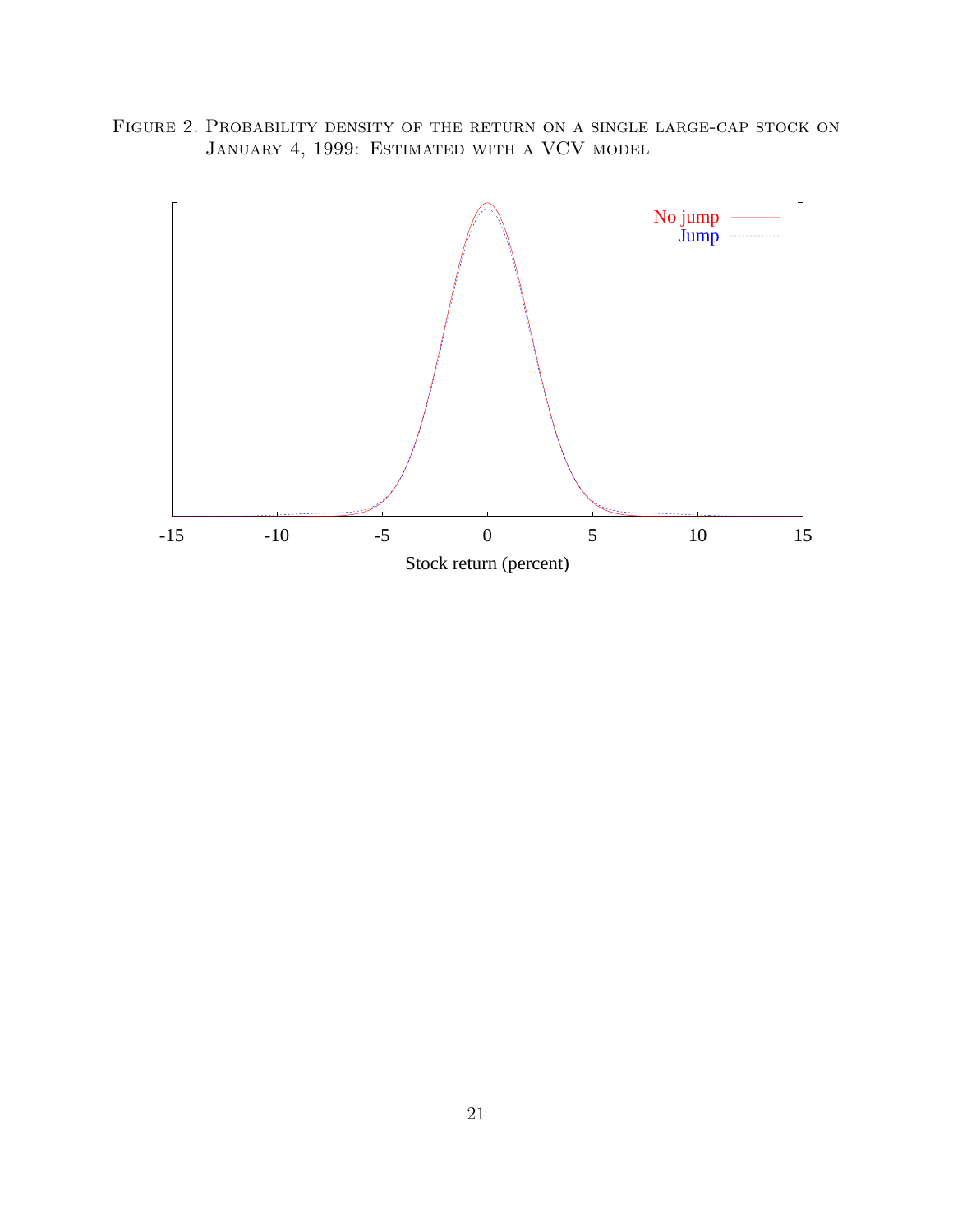Figure 2. Probability density of the return on a single large-cap stock on January 4, 1999: Estimated with a VCV model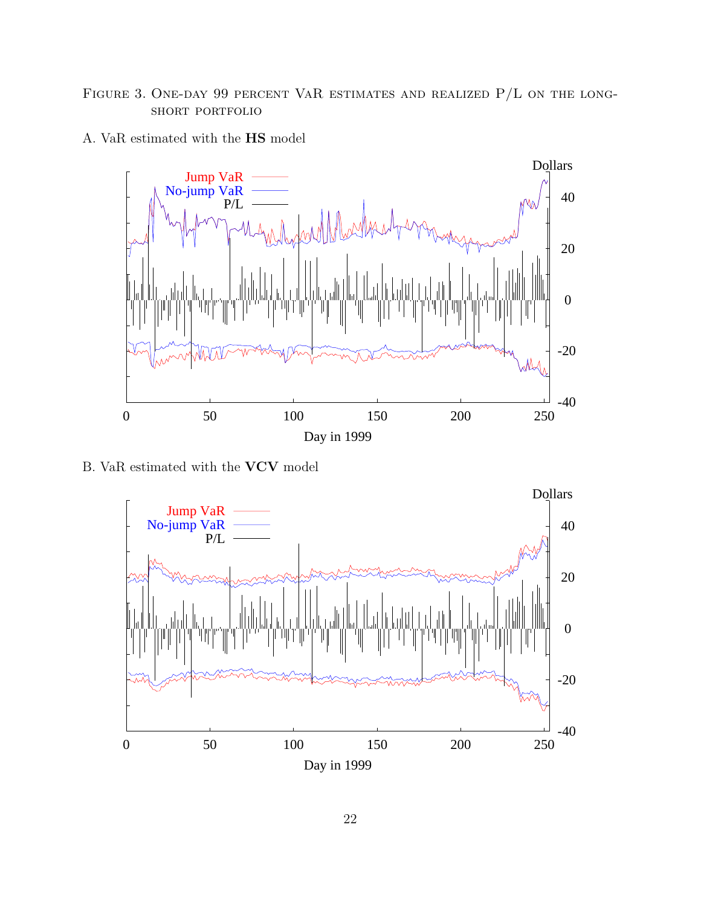Figure 3. One-day 99 percent VaR estimates and realized P/L on the long-short portfolio

A. VaR estimated with the **HS** model

B. VaR estimated with the **VCV** model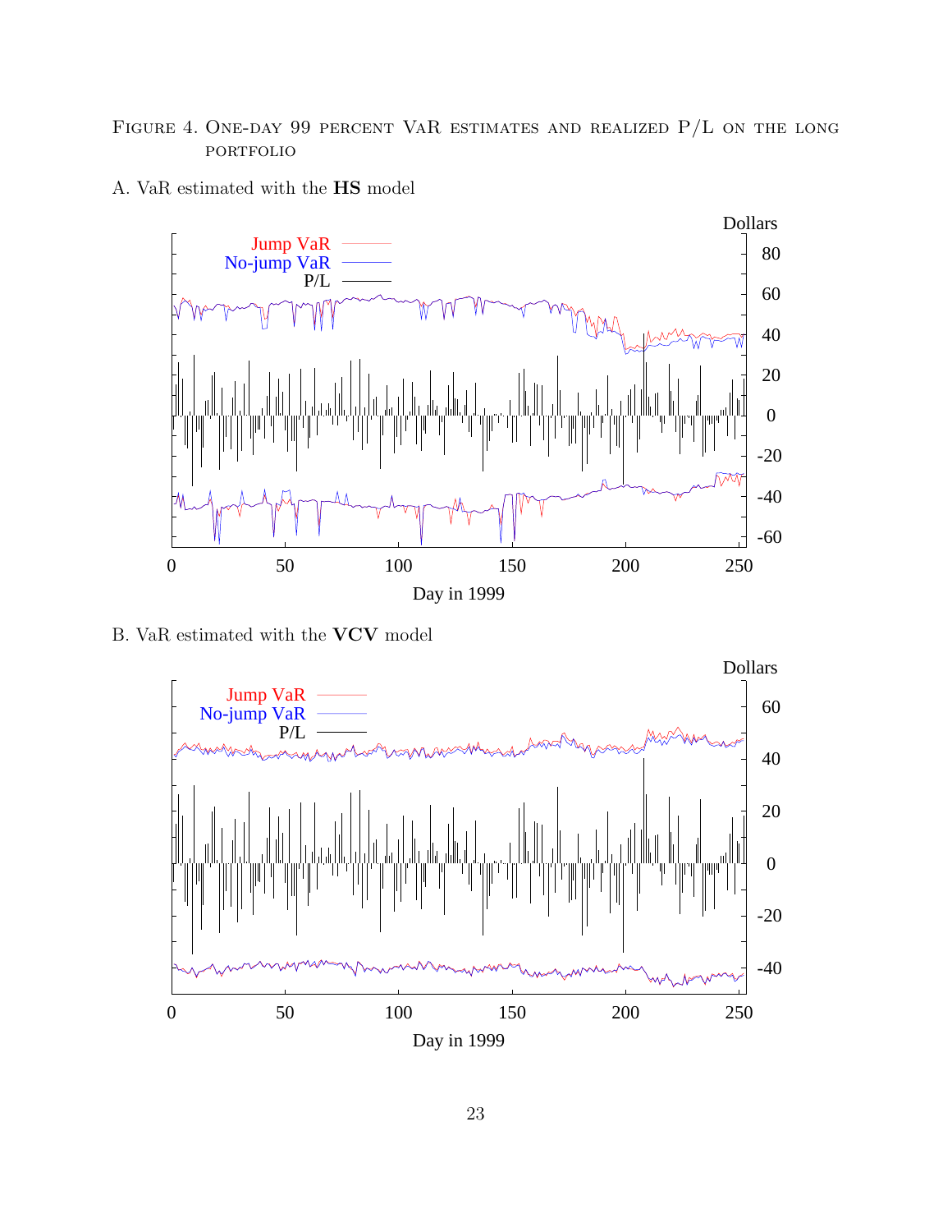Figure 4. One-day 99 percent VaR estimates and realized P/L on the long portfolio

A. VaR estimated with the **HS** model

B. VaR estimated with the **VCV** model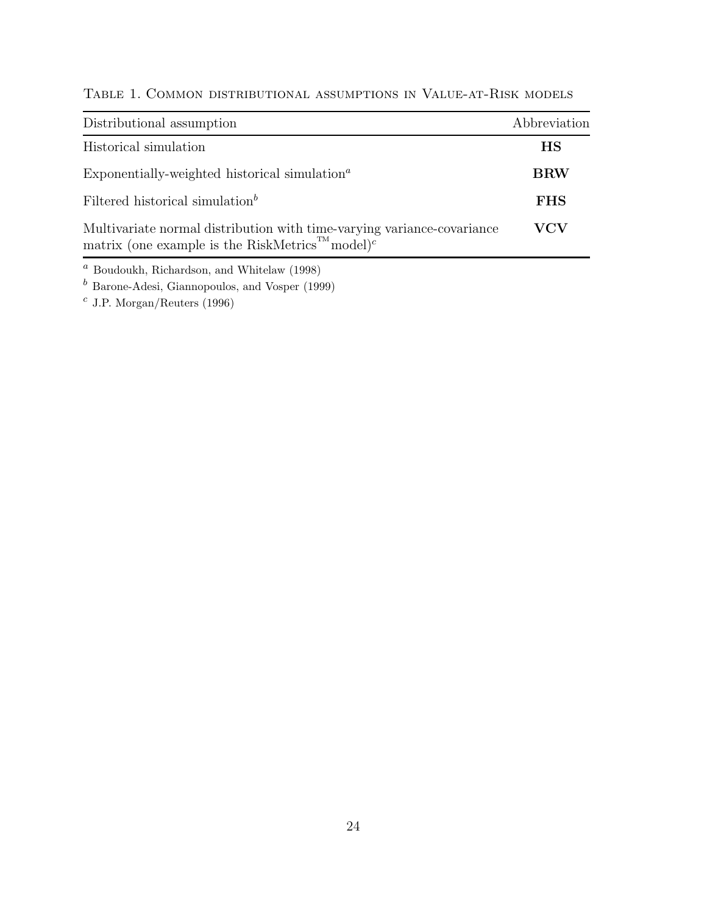Table 1. Common distributional assumptions in Value-at-Risk models

| Distributional assumption | Abbreviation |
|---|---|
| Historical simulation | **HS** |
| Exponentially-weighted historical simulation[a] | **BRW** |
| Filtered historical simulation[b] | **FHS** |
| Multivariate normal distribution with time-varying variance-covariance matrix (one example is the RiskMetrics™ model)[c] | **VCV** |

[a] Boudoukh, Richardson, and Whitelaw (1998)

[b] Barone-Adesi, Giannopoulos, and Vosper (1999)

[c] J.P. Morgan/Reuters (1996)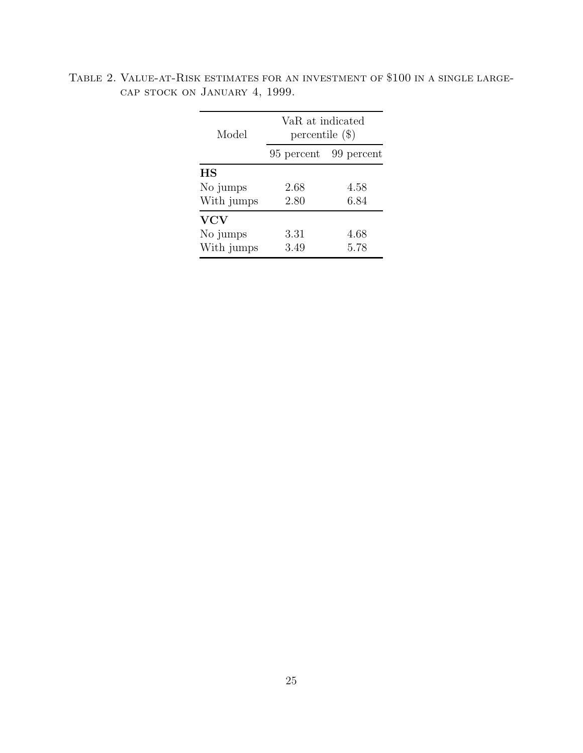Table 2. Value-at-Risk estimates for an investment of $100 in a single large-cap stock on January 4, 1999.

| Model | VaR at indicated percentile ($) | |
|---|---|---|
| | 95 percent | 99 percent |
| **HS** | | |
| No jumps | 2.68 | 4.58 |
| With jumps | 2.80 | 6.84 |
| **VCV** | | |
| No jumps | 3.31 | 4.68 |
| With jumps | 3.49 | 5.78 |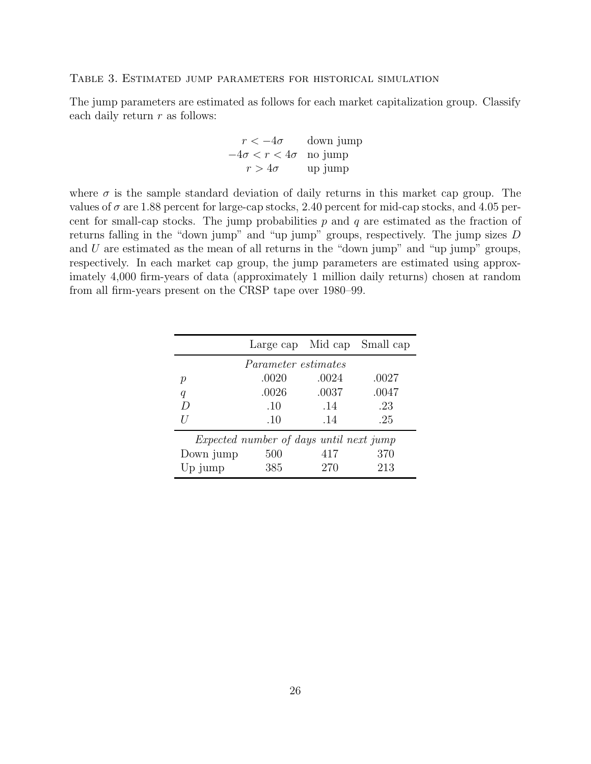Table 3. Estimated jump parameters for historical simulation

The jump parameters are estimated as follows for each market capitalization group. Classify each daily return $r$ as follows:

$$
\begin{array}{cl}
r < -4\sigma & \text{down jump} \\
-4\sigma < r < 4\sigma & \text{no jump} \\
r > 4\sigma & \text{up jump}
\end{array}
$$

where $\sigma$ is the sample standard deviation of daily returns in this market cap group. The values of $\sigma$ are 1.88 percent for large-cap stocks, 2.40 percent for mid-cap stocks, and 4.05 percent for small-cap stocks. The jump probabilities $p$ and $q$ are estimated as the fraction of returns falling in the "down jump" and "up jump" groups, respectively. The jump sizes $D$ and $U$ are estimated as the mean of all returns in the "down jump" and "up jump" groups, respectively. In each market cap group, the jump parameters are estimated using approximately 4,000 firm-years of data (approximately 1 million daily returns) chosen at random from all firm-years present on the CRSP tape over 1980–99.

| | Large cap | Mid cap | Small cap |
|---|---|---|---|
| *Parameter estimates* | | | |
| $p$ | .0020 | .0024 | .0027 |
| $q$ | .0026 | .0037 | .0047 |
| $D$ | .10 | .14 | .23 |
| $U$ | .10 | .14 | .25 |
| *Expected number of days until next jump* | | | |
| Down jump | 500 | 417 | 370 |
| Up jump | 385 | 270 | 213 |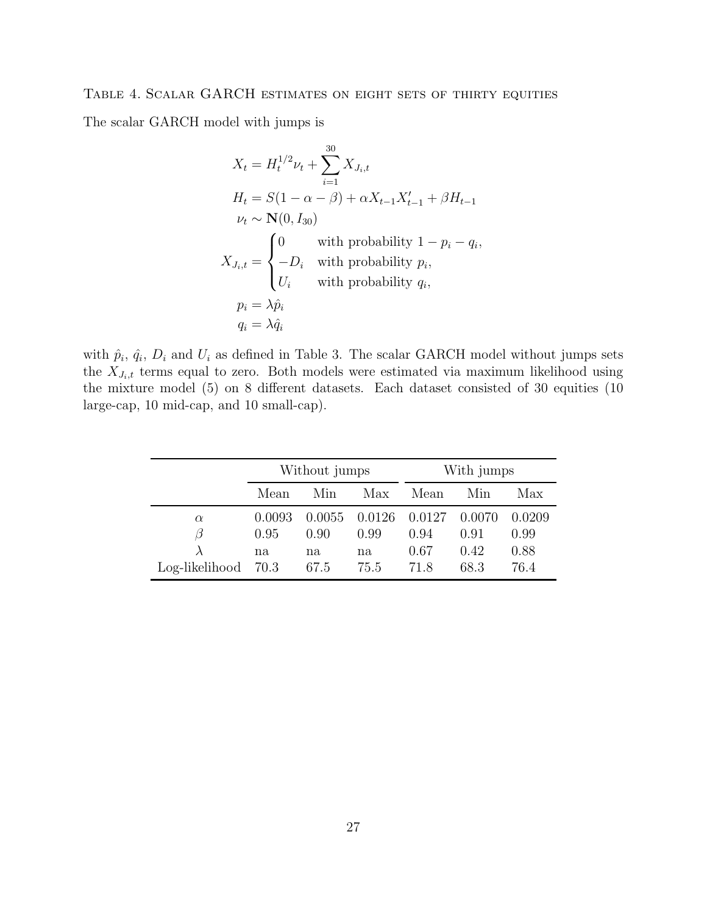Table 4. Scalar GARCH estimates on eight sets of thirty equities

The scalar GARCH model with jumps is

$$
\begin{aligned}
X_t &= H_t^{1/2}\nu_t + \sum_{i=1}^{30} X_{J_i,t} \\
H_t &= S(1-\alpha-\beta) + \alpha X_{t-1}X_{t-1}' + \beta H_{t-1} \\
\nu_t &\sim \mathbf{N}(0, I_{30}) \\
X_{J_i,t} &= \begin{cases} 0 & \text{with probability } 1 - p_i - q_i, \\ -D_i & \text{with probability } p_i, \\ U_i & \text{with probability } q_i, \end{cases} \\
p_i &= \lambda \hat{p}_i \\
q_i &= \lambda \hat{q}_i
\end{aligned}
$$

with $\hat{p}_i$, $\hat{q}_i$, $D_i$ and $U_i$ as defined in Table 3. The scalar GARCH model without jumps sets the $X_{J_i,t}$ terms equal to zero. Both models were estimated via maximum likelihood using the mixture model (5) on 8 different datasets. Each dataset consisted of 30 equities (10 large-cap, 10 mid-cap, and 10 small-cap).

| | Without jumps | | | With jumps | | |
|---|---|---|---|---|---|---|
| | Mean | Min | Max | Mean | Min | Max |
| $\alpha$ | 0.0093 | 0.0055 | 0.0126 | 0.0127 | 0.0070 | 0.0209 |
| $\beta$ | 0.95 | 0.90 | 0.99 | 0.94 | 0.91 | 0.99 |
| $\lambda$ | na | na | na | 0.67 | 0.42 | 0.88 |
| Log-likelihood | 70.3 | 67.5 | 75.5 | 71.8 | 68.3 | 76.4 |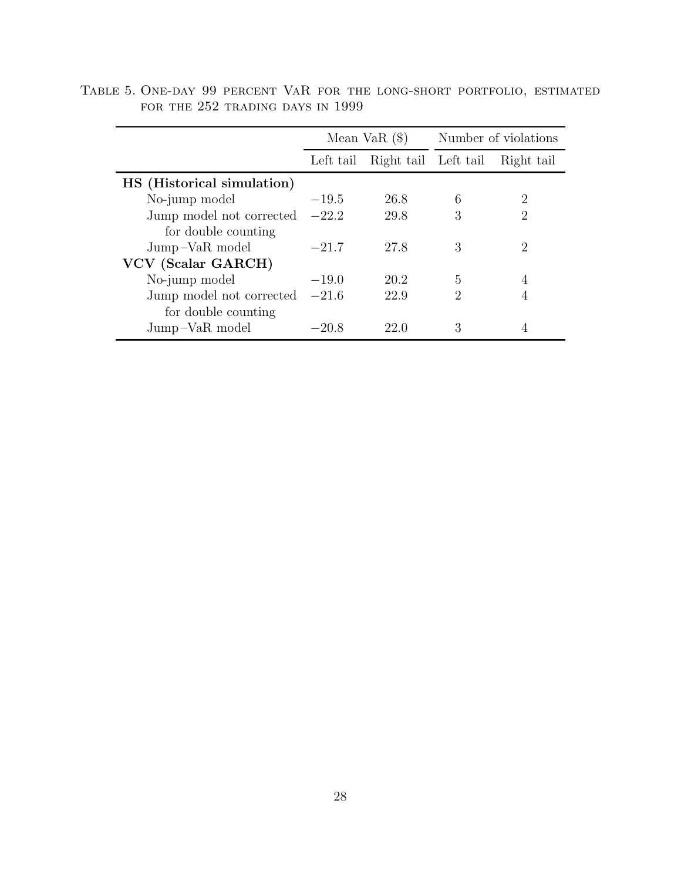Table 5. One-day 99 percent VaR for the long-short portfolio, estimated for the 252 trading days in 1999

| | Mean VaR ($) | | Number of violations | |
|---|---|---|---|---|
| | Left tail | Right tail | Left tail | Right tail |
| **HS (Historical simulation)** | | | | |
| No-jump model | −19.5 | 26.8 | 6 | 2 |
| Jump model not corrected for double counting | −22.2 | 29.8 | 3 | 2 |
| Jump–VaR model | −21.7 | 27.8 | 3 | 2 |
| **VCV (Scalar GARCH)** | | | | |
| No-jump model | −19.0 | 20.2 | 5 | 4 |
| Jump model not corrected for double counting | −21.6 | 22.9 | 2 | 4 |
| Jump–VaR model | −20.8 | 22.0 | 3 | 4 |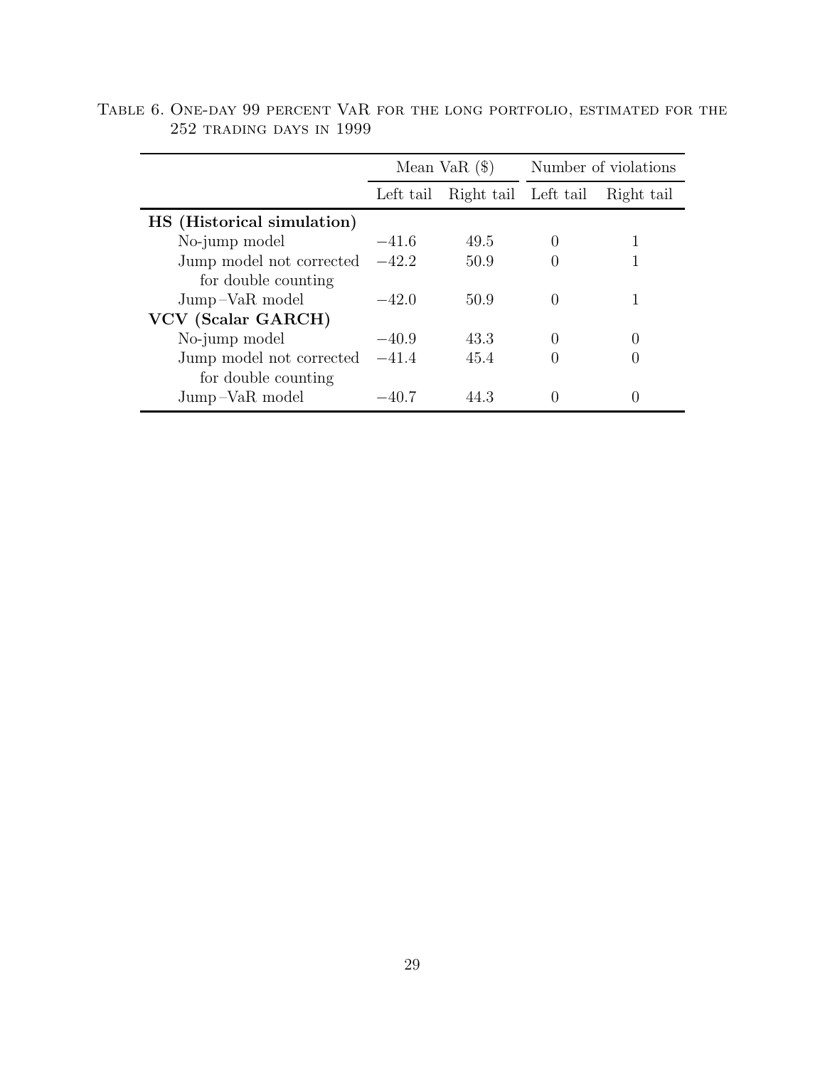Table 6. One-day 99 percent VaR for the long portfolio, estimated for the 252 trading days in 1999

| | Mean VaR ($) | | Number of violations | |
|---|---|---|---|---|
| | Left tail | Right tail | Left tail | Right tail |
| **HS (Historical simulation)** | | | | |
| No-jump model | −41.6 | 49.5 | 0 | 1 |
| Jump model not corrected for double counting | −42.2 | 50.9 | 0 | 1 |
| Jump–VaR model | −42.0 | 50.9 | 0 | 1 |
| **VCV (Scalar GARCH)** | | | | |
| No-jump model | −40.9 | 43.3 | 0 | 0 |
| Jump model not corrected for double counting | −41.4 | 45.4 | 0 | 0 |
| Jump–VaR model | −40.7 | 44.3 | 0 | 0 |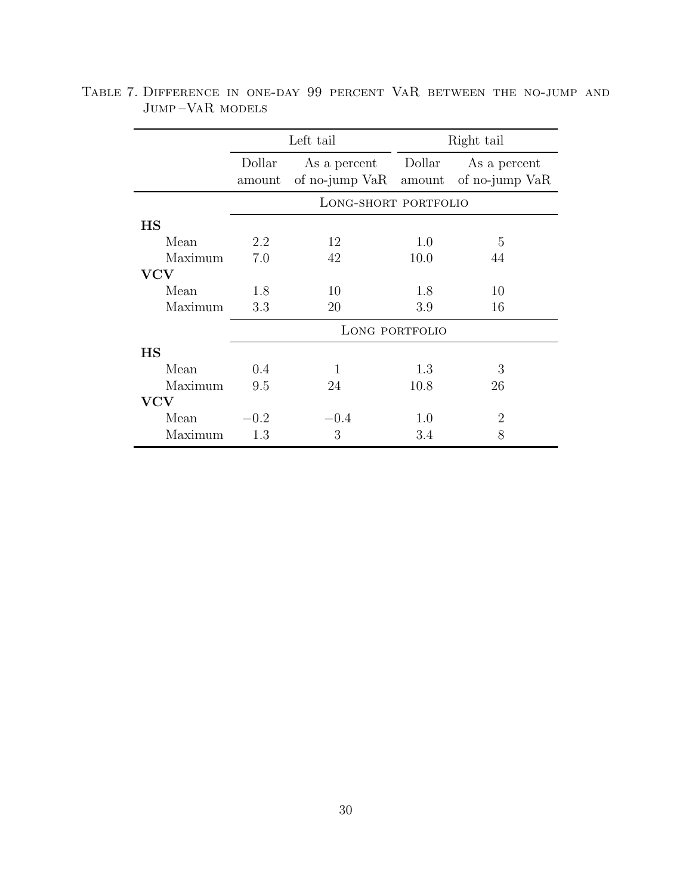Table 7. Difference in one-day 99 percent VaR between the no-jump and Jump–VaR models

| | Left tail | | Right tail | |
|---|---|---|---|---|
| | Dollar amount | As a percent of no-jump VaR | Dollar amount | As a percent of no-jump VaR |
| | **Long-short portfolio** | | | |
| **HS** | | | | |
| Mean | 2.2 | 12 | 1.0 | 5 |
| Maximum | 7.0 | 42 | 10.0 | 44 |
| **VCV** | | | | |
| Mean | 1.8 | 10 | 1.8 | 10 |
| Maximum | 3.3 | 20 | 3.9 | 16 |
| | **Long portfolio** | | | |
| **HS** | | | | |
| Mean | 0.4 | 1 | 1.3 | 3 |
| Maximum | 9.5 | 24 | 10.8 | 26 |
| **VCV** | | | | |
| Mean | −0.2 | −0.4 | 1.0 | 2 |
| Maximum | 1.3 | 3 | 3.4 | 8 |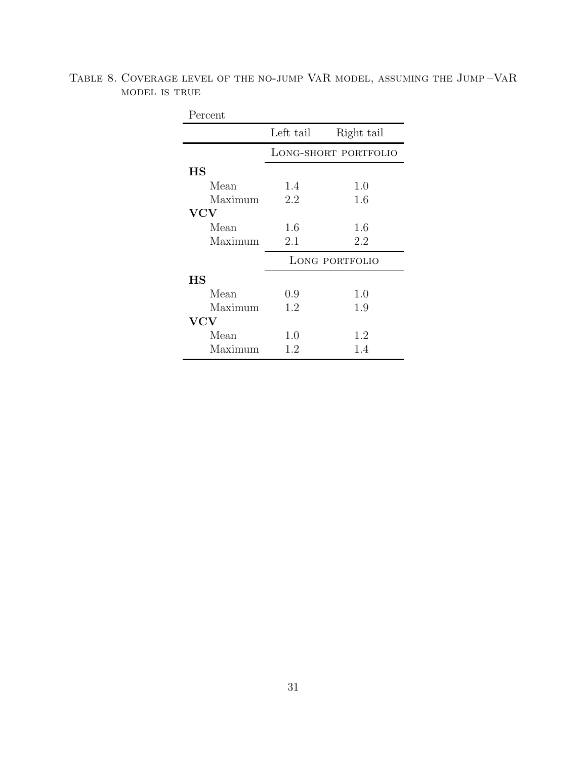Table 8. Coverage level of the no-jump VaR model, assuming the Jump – VaR model is true

Percent

| | Left tail | Right tail |
|---|---|---|
| | Long-short portfolio | |
| **HS** | | |
| Mean | 1.4 | 1.0 |
| Maximum | 2.2 | 1.6 |
| **VCV** | | |
| Mean | 1.6 | 1.6 |
| Maximum | 2.1 | 2.2 |
| | Long portfolio | |
| **HS** | | |
| Mean | 0.9 | 1.0 |
| Maximum | 1.2 | 1.9 |
| **VCV** | | |
| Mean | 1.0 | 1.2 |
| Maximum | 1.2 | 1.4 |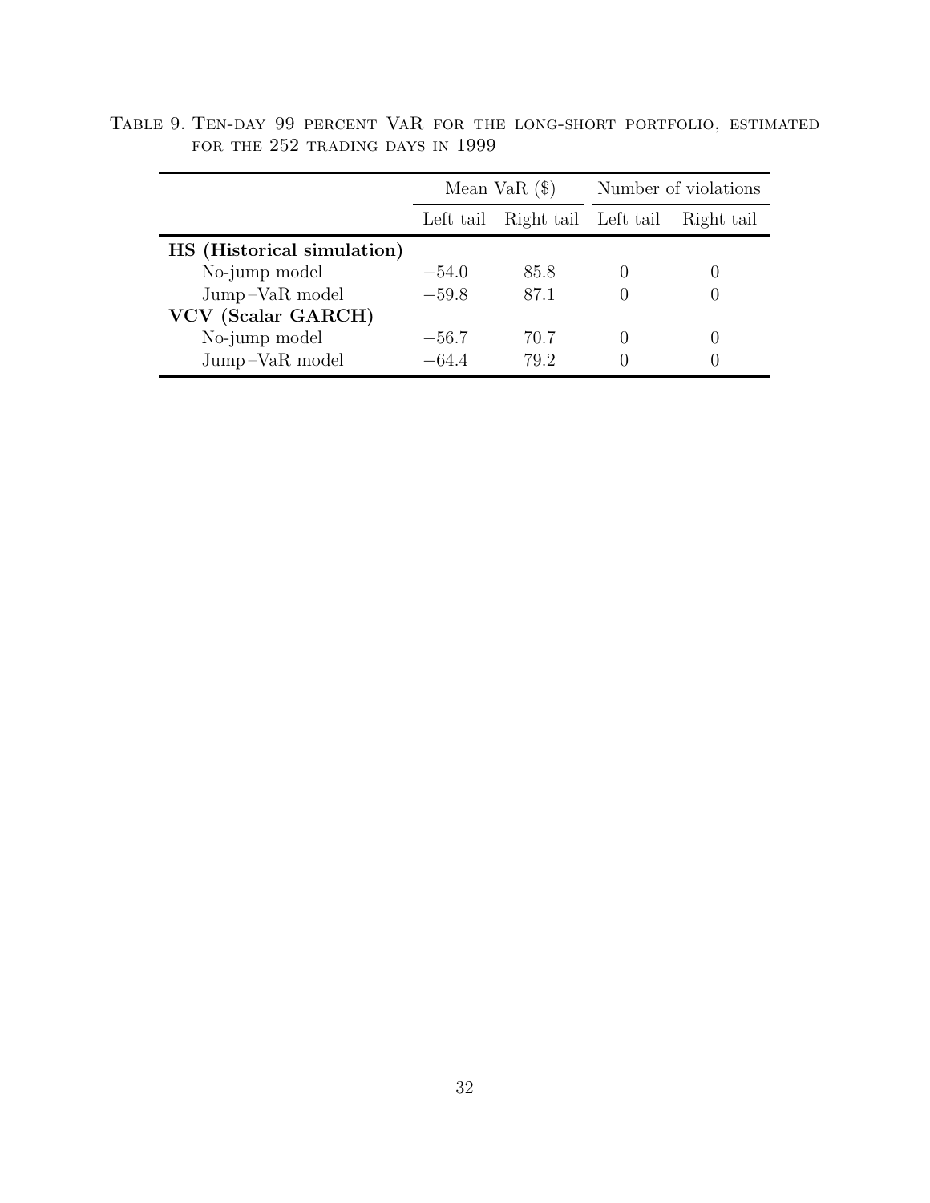Table 9. Ten-day 99 percent VaR for the long-short portfolio, estimated for the 252 trading days in 1999

| | Mean VaR ($) | | Number of violations | |
|---|---|---|---|---|
| | Left tail | Right tail | Left tail | Right tail |
| **HS (Historical simulation)** | | | | |
| No-jump model | −54.0 | 85.8 | 0 | 0 |
| Jump–VaR model | −59.8 | 87.1 | 0 | 0 |
| **VCV (Scalar GARCH)** | | | | |
| No-jump model | −56.7 | 70.7 | 0 | 0 |
| Jump–VaR model | −64.4 | 79.2 | 0 | 0 |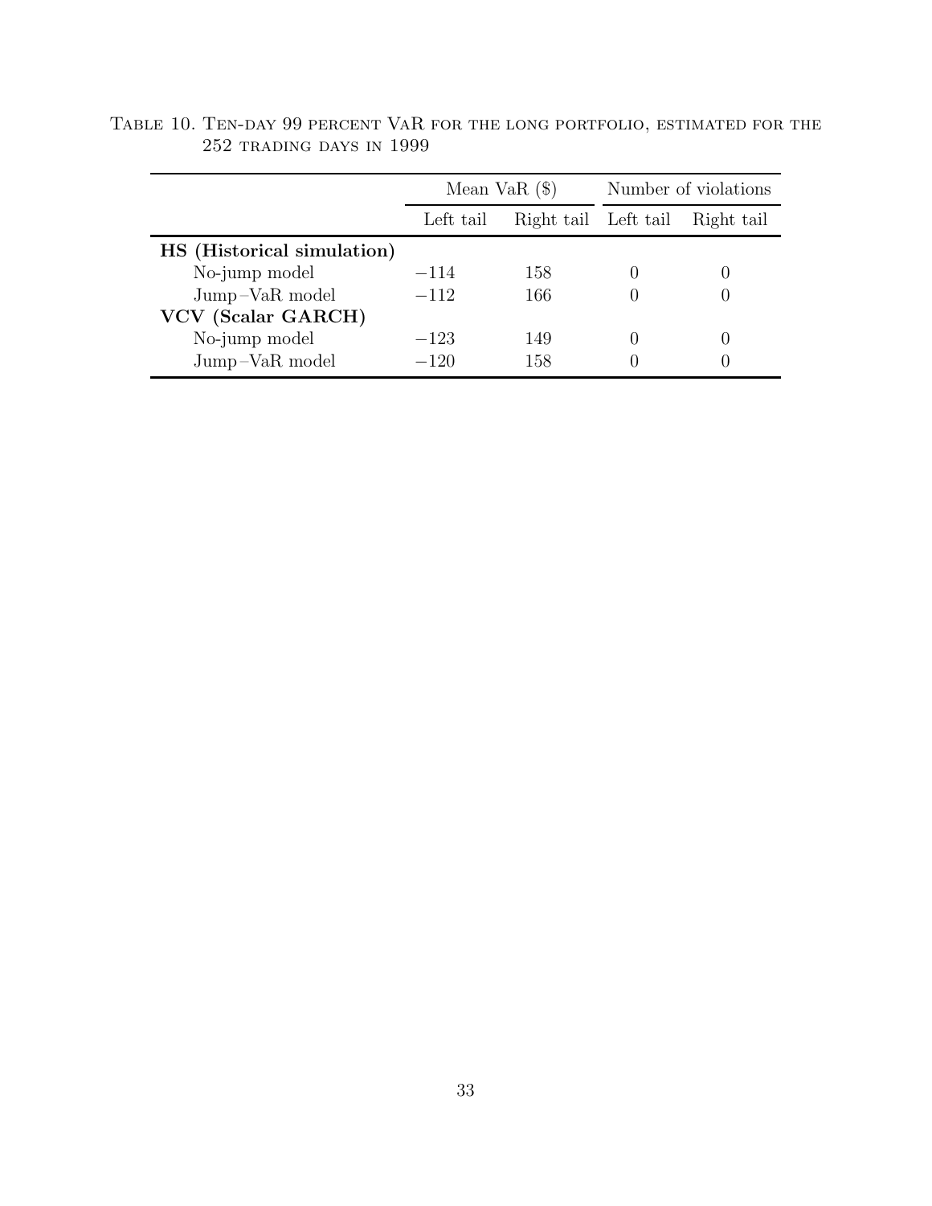Table 10. Ten-day 99 percent VaR for the long portfolio, estimated for the 252 trading days in 1999

| | Mean VaR ($) | | Number of violations | |
|---|---|---|---|---|
| | Left tail | Right tail | Left tail | Right tail |
| **HS (Historical simulation)** | | | | |
| No-jump model | −114 | 158 | 0 | 0 |
| Jump–VaR model | −112 | 166 | 0 | 0 |
| **VCV (Scalar GARCH)** | | | | |
| No-jump model | −123 | 149 | 0 | 0 |
| Jump–VaR model | −120 | 158 | 0 | 0 |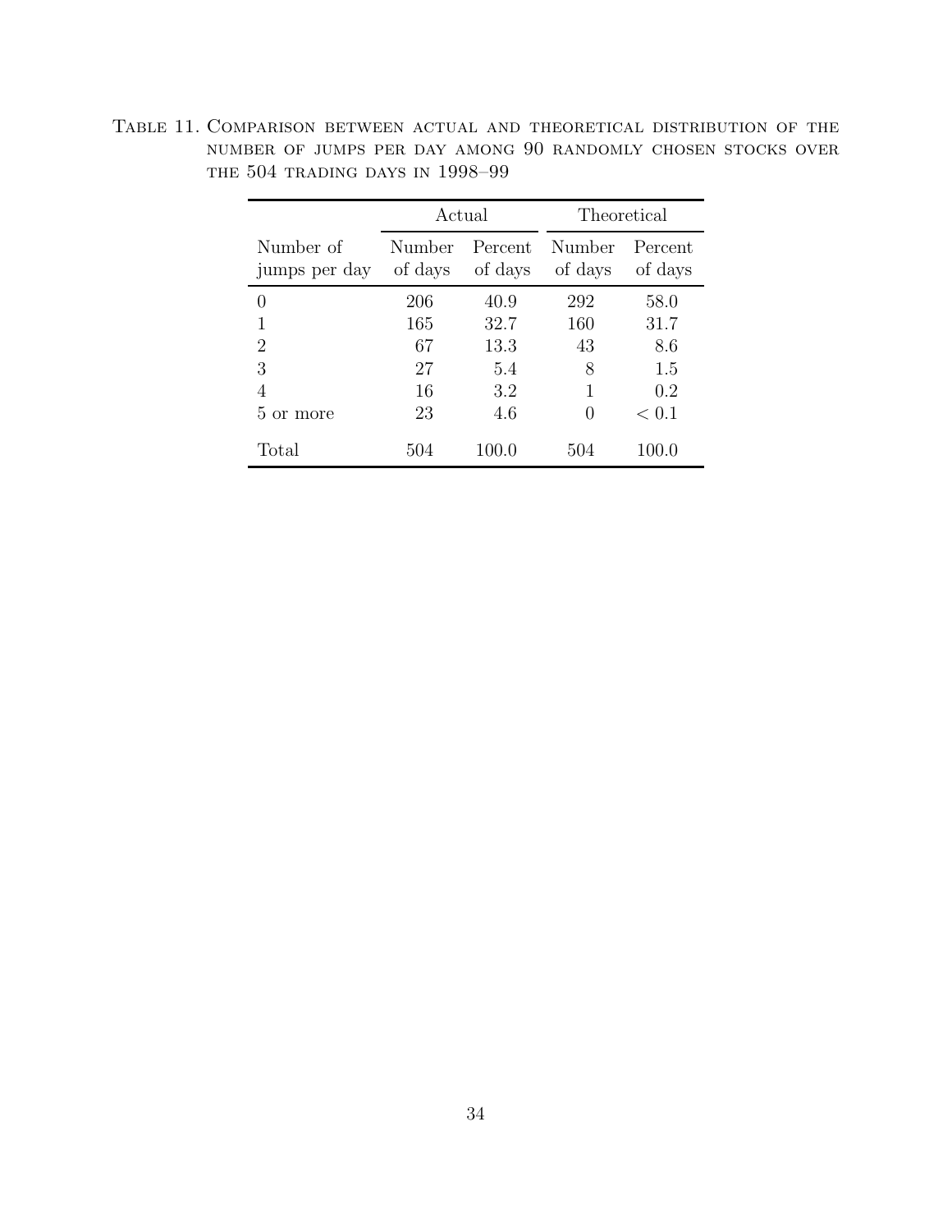Table 11. Comparison between actual and theoretical distribution of the number of jumps per day among 90 randomly chosen stocks over the 504 trading days in 1998–99

| | Actual | | Theoretical | |
|---|---|---|---|---|
| Number of jumps per day | Number of days | Percent of days | Number of days | Percent of days |
| 0 | 206 | 40.9 | 292 | 58.0 |
| 1 | 165 | 32.7 | 160 | 31.7 |
| 2 | 67 | 13.3 | 43 | 8.6 |
| 3 | 27 | 5.4 | 8 | 1.5 |
| 4 | 16 | 3.2 | 1 | 0.2 |
| 5 or more | 23 | 4.6 | 0 | $< 0.1$ |
| Total | 504 | 100.0 | 504 | 100.0 |